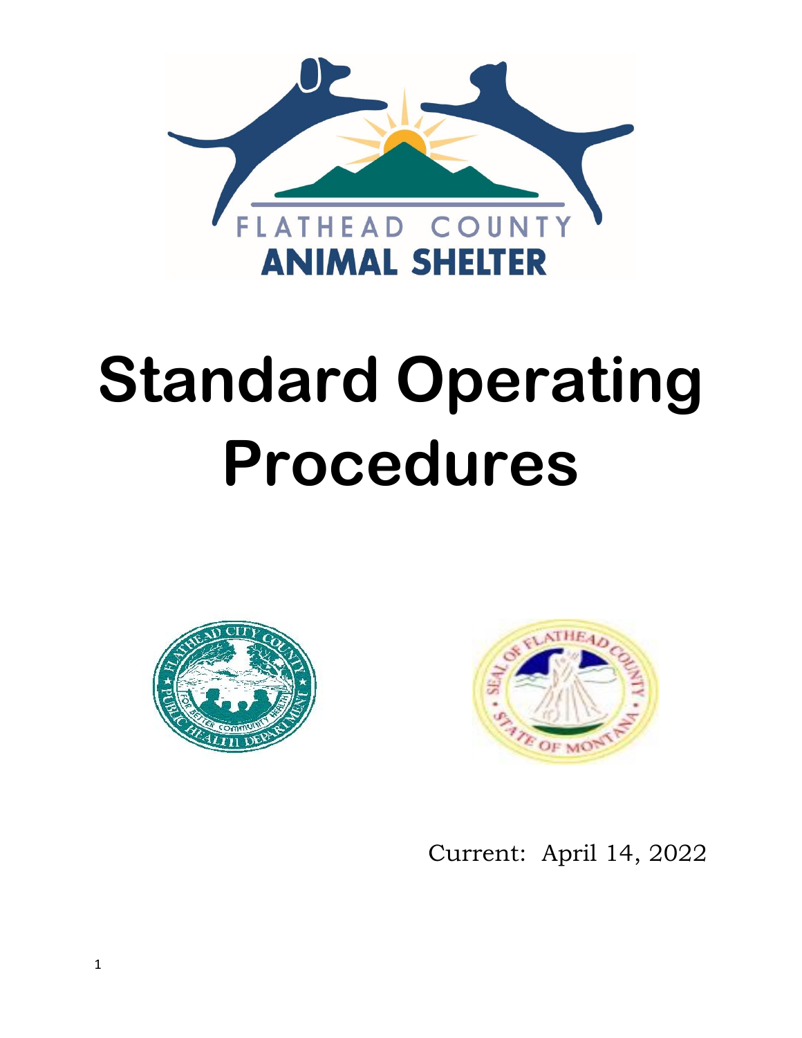FLATHEAD COUNTY

ANIMAL SHELTER

# Standard Operating Procedures

Current: April 14, 2022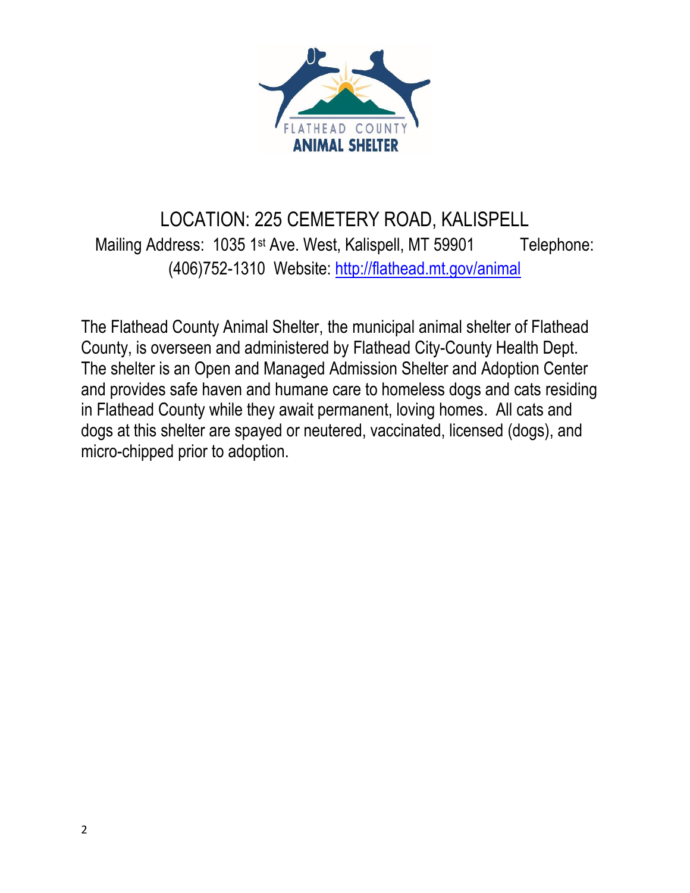FLATHEAD COUNTY
**ANIMAL SHELTER**

LOCATION: 225 CEMETERY ROAD, KALISPELL

Mailing Address: 1035 1st Ave. West, Kalispell, MT 59901 Telephone: (406)752-1310 Website: http://flathead.mt.gov/animal

The Flathead County Animal Shelter, the municipal animal shelter of Flathead County, is overseen and administered by Flathead City-County Health Dept. The shelter is an Open and Managed Admission Shelter and Adoption Center and provides safe haven and humane care to homeless dogs and cats residing in Flathead County while they await permanent, loving homes. All cats and dogs at this shelter are spayed or neutered, vaccinated, licensed (dogs), and micro-chipped prior to adoption.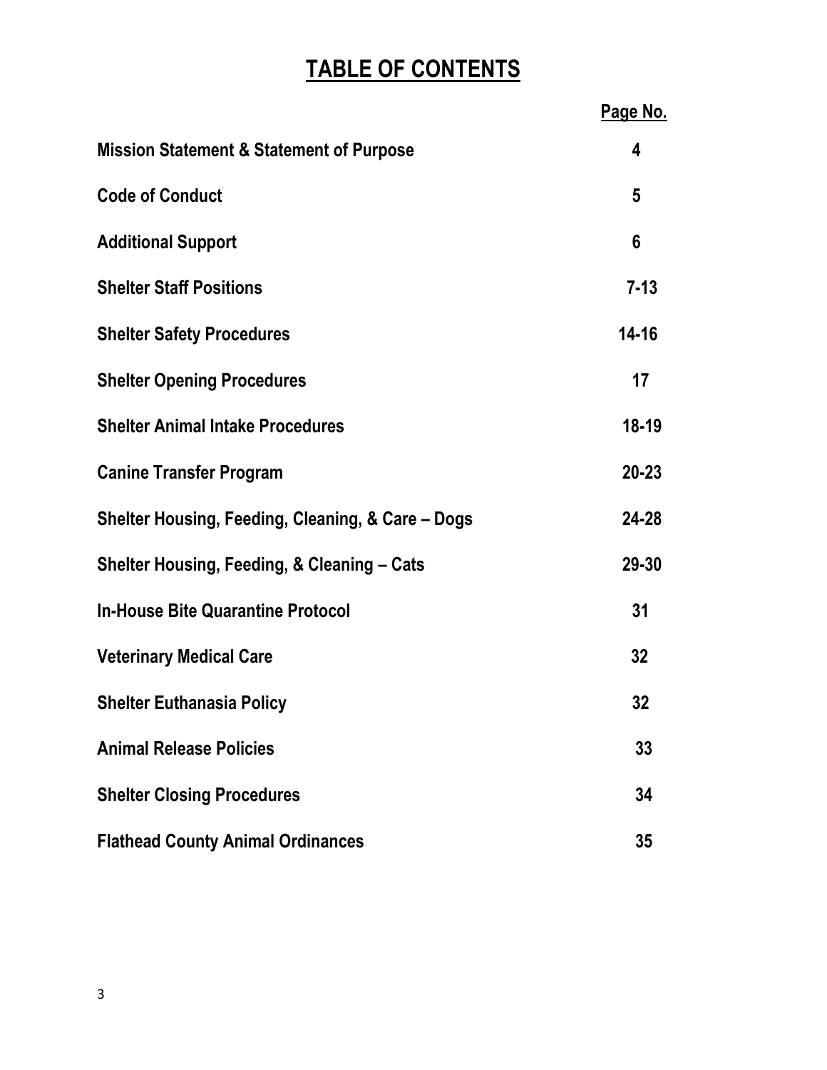# TABLE OF CONTENTS

| | Page No. |
|---|---|
| **Mission Statement & Statement of Purpose** | **4** |
| **Code of Conduct** | **5** |
| **Additional Support** | **6** |
| **Shelter Staff Positions** | **7-13** |
| **Shelter Safety Procedures** | **14-16** |
| **Shelter Opening Procedures** | **17** |
| **Shelter Animal Intake Procedures** | **18-19** |
| **Canine Transfer Program** | **20-23** |
| **Shelter Housing, Feeding, Cleaning, & Care – Dogs** | **24-28** |
| **Shelter Housing, Feeding, & Cleaning – Cats** | **29-30** |
| **In-House Bite Quarantine Protocol** | **31** |
| **Veterinary Medical Care** | **32** |
| **Shelter Euthanasia Policy** | **32** |
| **Animal Release Policies** | **33** |
| **Shelter Closing Procedures** | **34** |
| **Flathead County Animal Ordinances** | **35** |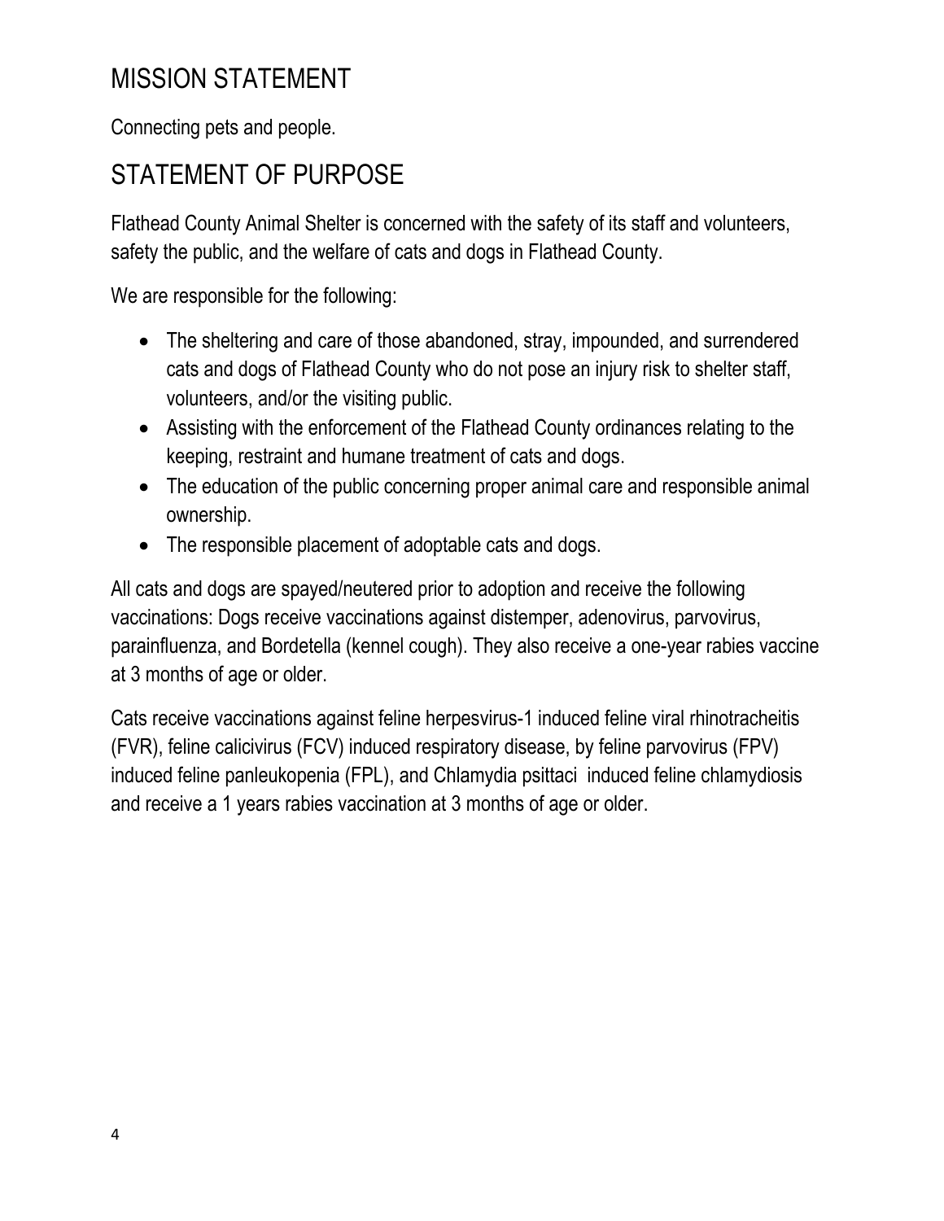## MISSION STATEMENT

Connecting pets and people.

## STATEMENT OF PURPOSE

Flathead County Animal Shelter is concerned with the safety of its staff and volunteers, safety the public, and the welfare of cats and dogs in Flathead County.

We are responsible for the following:

- The sheltering and care of those abandoned, stray, impounded, and surrendered cats and dogs of Flathead County who do not pose an injury risk to shelter staff, volunteers, and/or the visiting public.
- Assisting with the enforcement of the Flathead County ordinances relating to the keeping, restraint and humane treatment of cats and dogs.
- The education of the public concerning proper animal care and responsible animal ownership.
- The responsible placement of adoptable cats and dogs.

All cats and dogs are spayed/neutered prior to adoption and receive the following vaccinations: Dogs receive vaccinations against distemper, adenovirus, parvovirus, parainfluenza, and Bordetella (kennel cough). They also receive a one-year rabies vaccine at 3 months of age or older.

Cats receive vaccinations against feline herpesvirus-1 induced feline viral rhinotracheitis (FVR), feline calicivirus (FCV) induced respiratory disease, by feline parvovirus (FPV) induced feline panleukopenia (FPL), and Chlamydia psittaci induced feline chlamydiosis and receive a 1 years rabies vaccination at 3 months of age or older.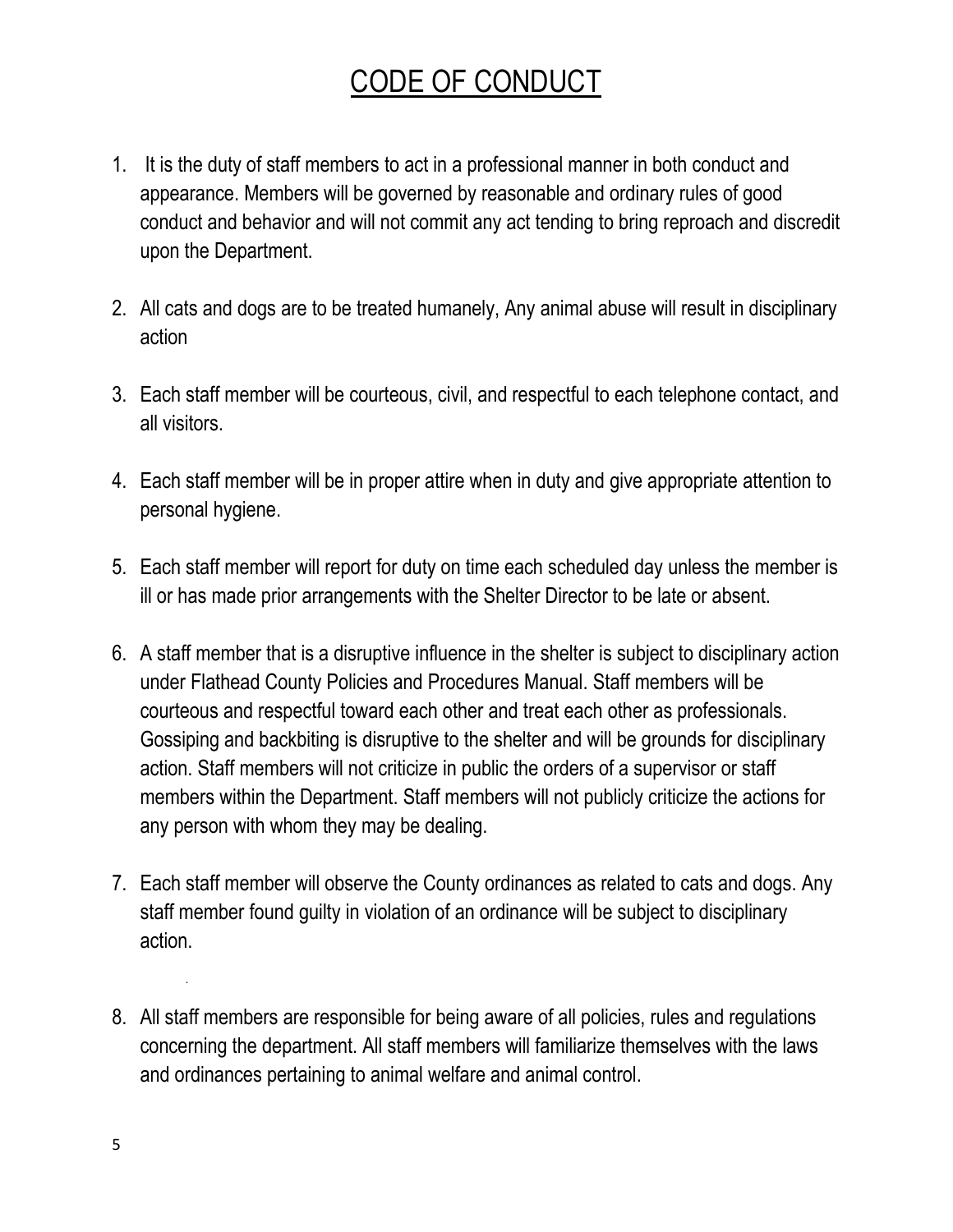# CODE OF CONDUCT

1. It is the duty of staff members to act in a professional manner in both conduct and appearance. Members will be governed by reasonable and ordinary rules of good conduct and behavior and will not commit any act tending to bring reproach and discredit upon the Department.

2. All cats and dogs are to be treated humanely, Any animal abuse will result in disciplinary action

3. Each staff member will be courteous, civil, and respectful to each telephone contact, and all visitors.

4. Each staff member will be in proper attire when in duty and give appropriate attention to personal hygiene.

5. Each staff member will report for duty on time each scheduled day unless the member is ill or has made prior arrangements with the Shelter Director to be late or absent.

6. A staff member that is a disruptive influence in the shelter is subject to disciplinary action under Flathead County Policies and Procedures Manual. Staff members will be courteous and respectful toward each other and treat each other as professionals. Gossiping and backbiting is disruptive to the shelter and will be grounds for disciplinary action. Staff members will not criticize in public the orders of a supervisor or staff members within the Department. Staff members will not publicly criticize the actions for any person with whom they may be dealing.

7. Each staff member will observe the County ordinances as related to cats and dogs. Any staff member found guilty in violation of an ordinance will be subject to disciplinary action.

8. All staff members are responsible for being aware of all policies, rules and regulations concerning the department. All staff members will familiarize themselves with the laws and ordinances pertaining to animal welfare and animal control.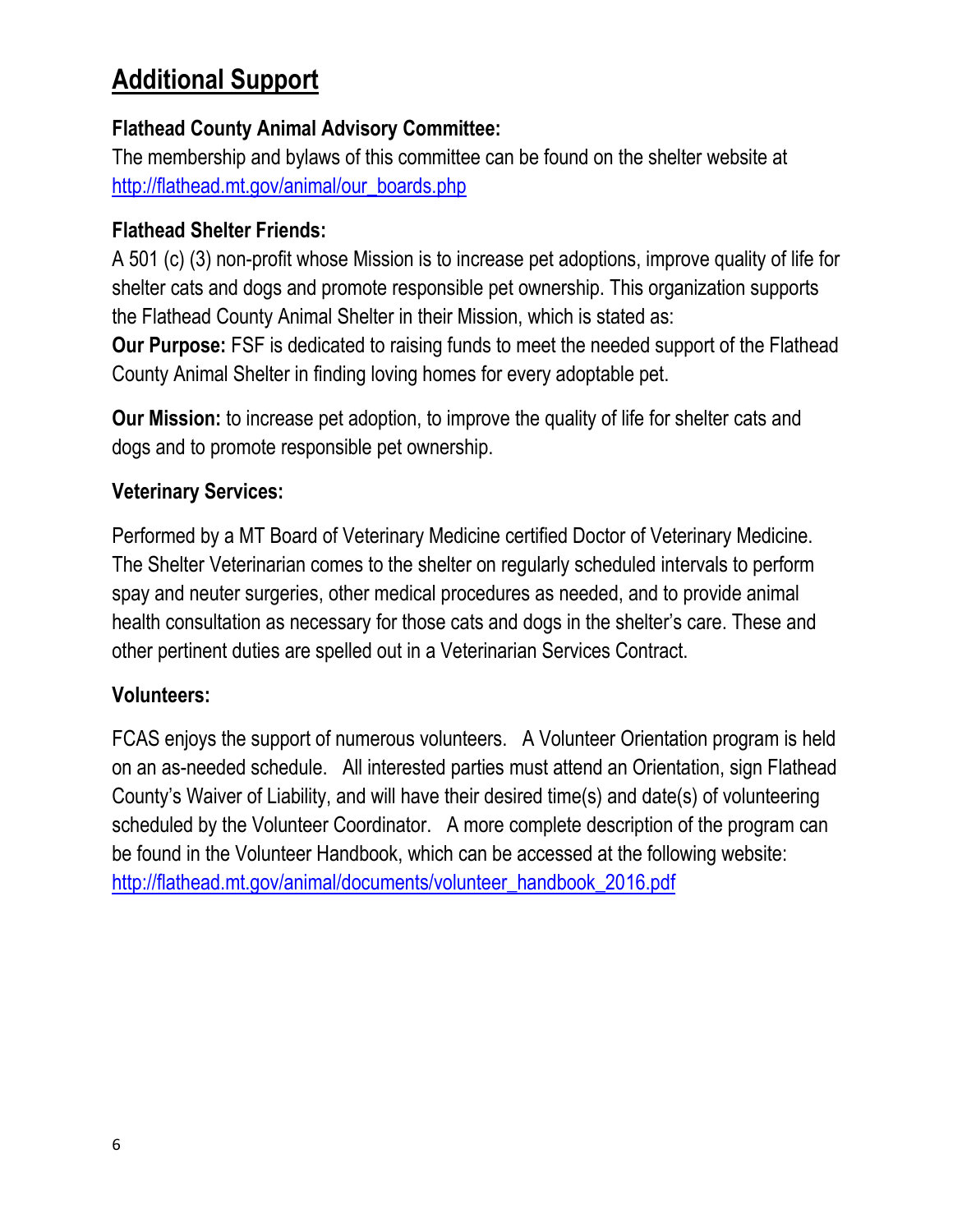## Additional Support

**Flathead County Animal Advisory Committee:**
The membership and bylaws of this committee can be found on the shelter website at http://flathead.mt.gov/animal/our_boards.php

**Flathead Shelter Friends:**
A 501 (c) (3) non-profit whose Mission is to increase pet adoptions, improve quality of life for shelter cats and dogs and promote responsible pet ownership. This organization supports the Flathead County Animal Shelter in their Mission, which is stated as:
**Our Purpose:** FSF is dedicated to raising funds to meet the needed support of the Flathead County Animal Shelter in finding loving homes for every adoptable pet.

**Our Mission:** to increase pet adoption, to improve the quality of life for shelter cats and dogs and to promote responsible pet ownership.

**Veterinary Services:**

Performed by a MT Board of Veterinary Medicine certified Doctor of Veterinary Medicine. The Shelter Veterinarian comes to the shelter on regularly scheduled intervals to perform spay and neuter surgeries, other medical procedures as needed, and to provide animal health consultation as necessary for those cats and dogs in the shelter's care. These and other pertinent duties are spelled out in a Veterinarian Services Contract.

**Volunteers:**

FCAS enjoys the support of numerous volunteers. A Volunteer Orientation program is held on an as-needed schedule. All interested parties must attend an Orientation, sign Flathead County's Waiver of Liability, and will have their desired time(s) and date(s) of volunteering scheduled by the Volunteer Coordinator. A more complete description of the program can be found in the Volunteer Handbook, which can be accessed at the following website: http://flathead.mt.gov/animal/documents/volunteer_handbook_2016.pdf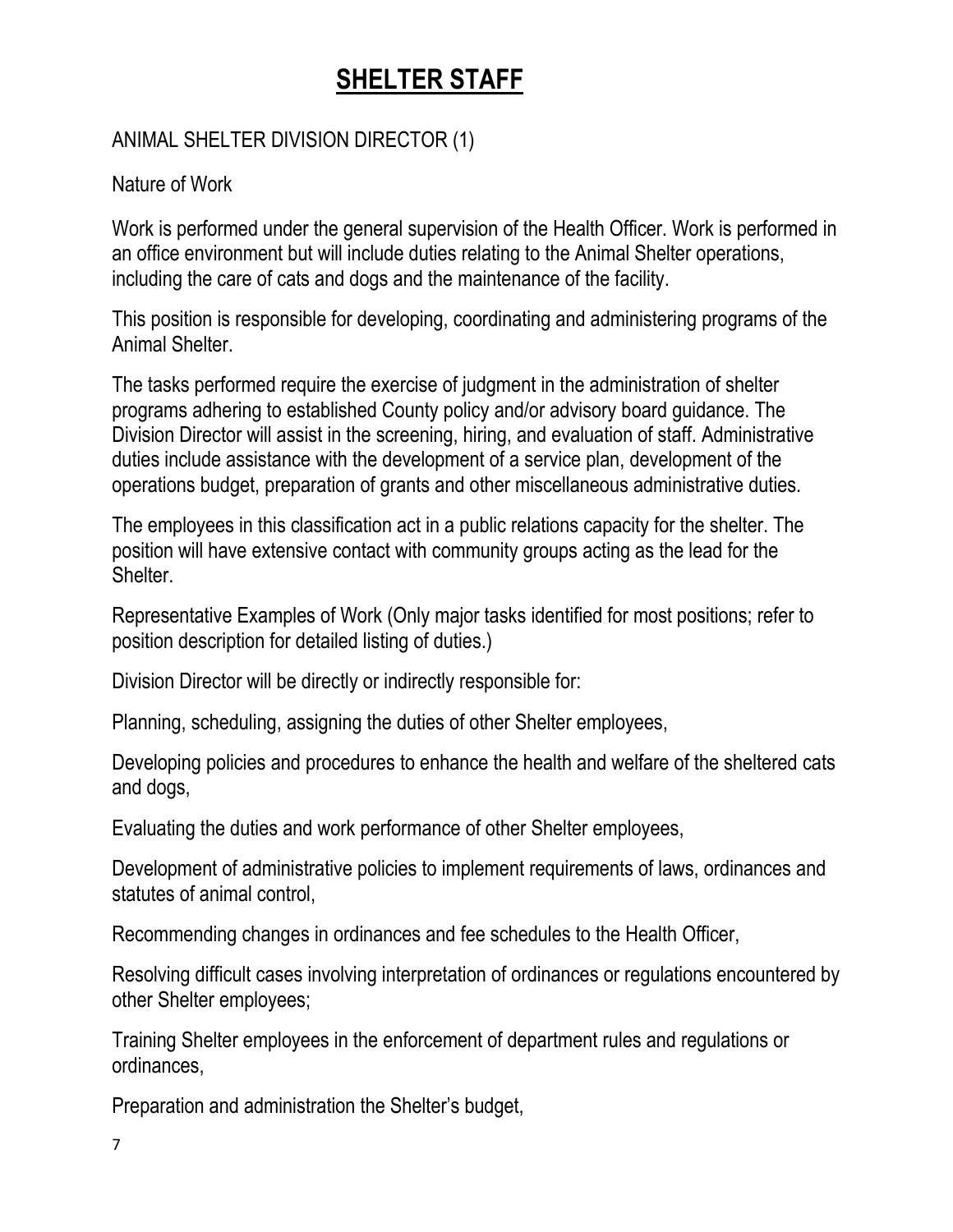# SHELTER STAFF

## ANIMAL SHELTER DIVISION DIRECTOR (1)

Nature of Work

Work is performed under the general supervision of the Health Officer. Work is performed in an office environment but will include duties relating to the Animal Shelter operations, including the care of cats and dogs and the maintenance of the facility.

This position is responsible for developing, coordinating and administering programs of the Animal Shelter.

The tasks performed require the exercise of judgment in the administration of shelter programs adhering to established County policy and/or advisory board guidance. The Division Director will assist in the screening, hiring, and evaluation of staff. Administrative duties include assistance with the development of a service plan, development of the operations budget, preparation of grants and other miscellaneous administrative duties.

The employees in this classification act in a public relations capacity for the shelter. The position will have extensive contact with community groups acting as the lead for the Shelter.

Representative Examples of Work (Only major tasks identified for most positions; refer to position description for detailed listing of duties.)

Division Director will be directly or indirectly responsible for:

Planning, scheduling, assigning the duties of other Shelter employees,

Developing policies and procedures to enhance the health and welfare of the sheltered cats and dogs,

Evaluating the duties and work performance of other Shelter employees,

Development of administrative policies to implement requirements of laws, ordinances and statutes of animal control,

Recommending changes in ordinances and fee schedules to the Health Officer,

Resolving difficult cases involving interpretation of ordinances or regulations encountered by other Shelter employees;

Training Shelter employees in the enforcement of department rules and regulations or ordinances,

Preparation and administration the Shelter's budget,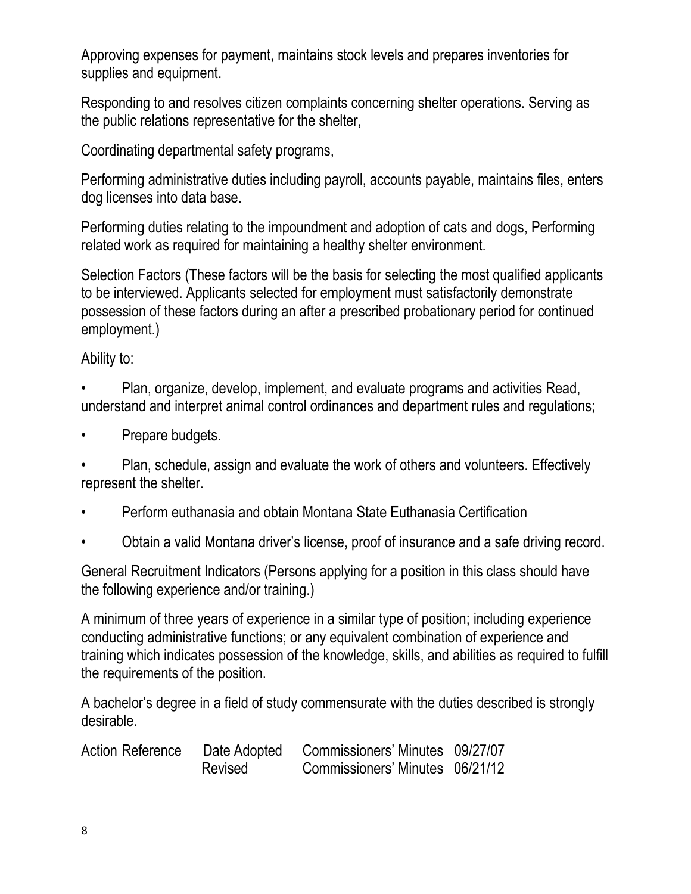Approving expenses for payment, maintains stock levels and prepares inventories for supplies and equipment.

Responding to and resolves citizen complaints concerning shelter operations. Serving as the public relations representative for the shelter,

Coordinating departmental safety programs,

Performing administrative duties including payroll, accounts payable, maintains files, enters dog licenses into data base.

Performing duties relating to the impoundment and adoption of cats and dogs, Performing related work as required for maintaining a healthy shelter environment.

Selection Factors (These factors will be the basis for selecting the most qualified applicants to be interviewed. Applicants selected for employment must satisfactorily demonstrate possession of these factors during an after a prescribed probationary period for continued employment.)

Ability to:

- Plan, organize, develop, implement, and evaluate programs and activities Read, understand and interpret animal control ordinances and department rules and regulations;
- Prepare budgets.
- Plan, schedule, assign and evaluate the work of others and volunteers. Effectively represent the shelter.
- Perform euthanasia and obtain Montana State Euthanasia Certification
- Obtain a valid Montana driver's license, proof of insurance and a safe driving record.

General Recruitment Indicators (Persons applying for a position in this class should have the following experience and/or training.)

A minimum of three years of experience in a similar type of position; including experience conducting administrative functions; or any equivalent combination of experience and training which indicates possession of the knowledge, skills, and abilities as required to fulfill the requirements of the position.

A bachelor's degree in a field of study commensurate with the duties described is strongly desirable.

| | | | |
|---|---|---|---|
| Action Reference | Date Adopted | Commissioners' Minutes | 09/27/07 |
| | Revised | Commissioners' Minutes | 06/21/12 |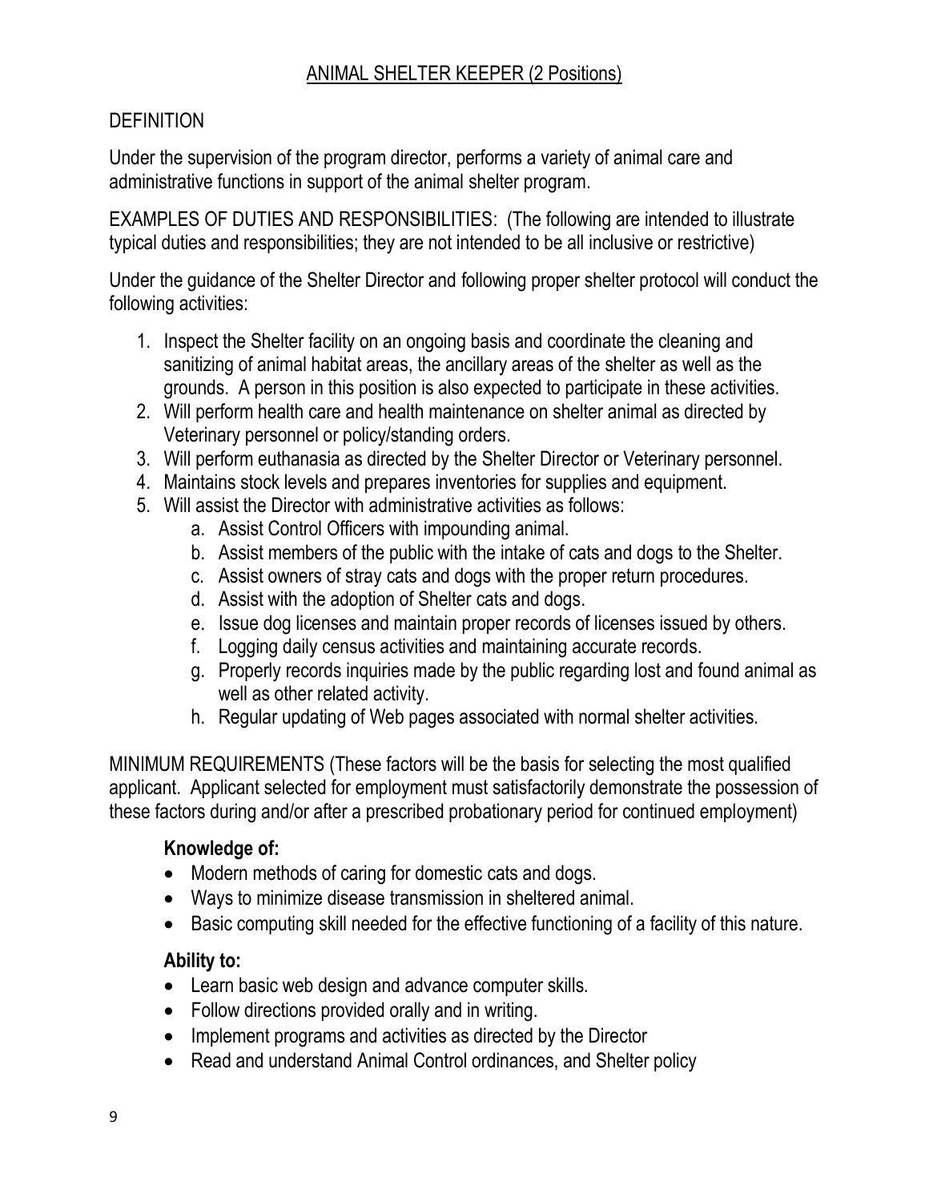## ANIMAL SHELTER KEEPER (2 Positions)

DEFINITION

Under the supervision of the program director, performs a variety of animal care and administrative functions in support of the animal shelter program.

EXAMPLES OF DUTIES AND RESPONSIBILITIES: (The following are intended to illustrate typical duties and responsibilities; they are not intended to be all inclusive or restrictive)

Under the guidance of the Shelter Director and following proper shelter protocol will conduct the following activities:

1. Inspect the Shelter facility on an ongoing basis and coordinate the cleaning and sanitizing of animal habitat areas, the ancillary areas of the shelter as well as the grounds. A person in this position is also expected to participate in these activities.
2. Will perform health care and health maintenance on shelter animal as directed by Veterinary personnel or policy/standing orders.
3. Will perform euthanasia as directed by the Shelter Director or Veterinary personnel.
4. Maintains stock levels and prepares inventories for supplies and equipment.
5. Will assist the Director with administrative activities as follows:
   a. Assist Control Officers with impounding animal.
   b. Assist members of the public with the intake of cats and dogs to the Shelter.
   c. Assist owners of stray cats and dogs with the proper return procedures.
   d. Assist with the adoption of Shelter cats and dogs.
   e. Issue dog licenses and maintain proper records of licenses issued by others.
   f. Logging daily census activities and maintaining accurate records.
   g. Properly records inquiries made by the public regarding lost and found animal as well as other related activity.
   h. Regular updating of Web pages associated with normal shelter activities.

MINIMUM REQUIREMENTS (These factors will be the basis for selecting the most qualified applicant. Applicant selected for employment must satisfactorily demonstrate the possession of these factors during and/or after a prescribed probationary period for continued employment)

**Knowledge of:**

- Modern methods of caring for domestic cats and dogs.
- Ways to minimize disease transmission in sheltered animal.
- Basic computing skill needed for the effective functioning of a facility of this nature.

**Ability to:**

- Learn basic web design and advance computer skills.
- Follow directions provided orally and in writing.
- Implement programs and activities as directed by the Director
- Read and understand Animal Control ordinances, and Shelter policy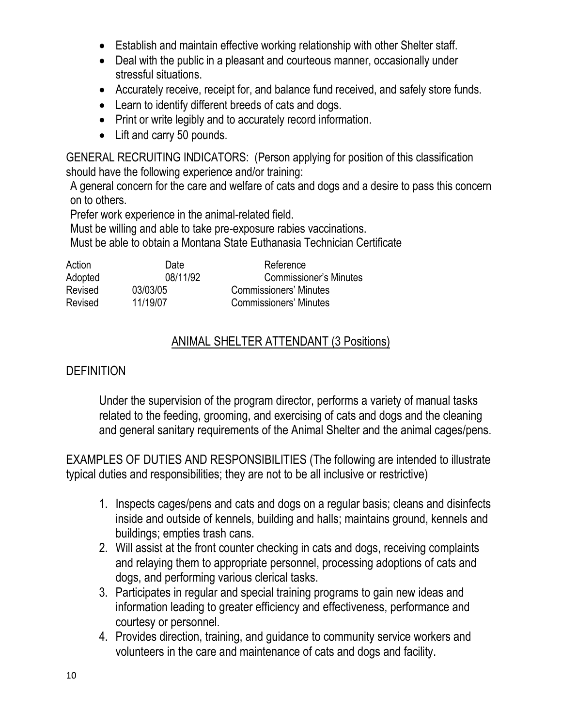- Establish and maintain effective working relationship with other Shelter staff.
- Deal with the public in a pleasant and courteous manner, occasionally under stressful situations.
- Accurately receive, receipt for, and balance fund received, and safely store funds.
- Learn to identify different breeds of cats and dogs.
- Print or write legibly and to accurately record information.
- Lift and carry 50 pounds.

GENERAL RECRUITING INDICATORS: (Person applying for position of this classification should have the following experience and/or training:

A general concern for the care and welfare of cats and dogs and a desire to pass this concern on to others.

Prefer work experience in the animal-related field.

Must be willing and able to take pre-exposure rabies vaccinations.

Must be able to obtain a Montana State Euthanasia Technician Certificate

| Action | Date | Reference |
| --- | --- | --- |
| Adopted | 08/11/92 | Commissioner's Minutes |
| Revised | 03/03/05 | Commissioners' Minutes |
| Revised | 11/19/07 | Commissioners' Minutes |

## ANIMAL SHELTER ATTENDANT (3 Positions)

### DEFINITION

Under the supervision of the program director, performs a variety of manual tasks related to the feeding, grooming, and exercising of cats and dogs and the cleaning and general sanitary requirements of the Animal Shelter and the animal cages/pens.

EXAMPLES OF DUTIES AND RESPONSIBILITIES (The following are intended to illustrate typical duties and responsibilities; they are not to be all inclusive or restrictive)

1. Inspects cages/pens and cats and dogs on a regular basis; cleans and disinfects inside and outside of kennels, building and halls; maintains ground, kennels and buildings; empties trash cans.
2. Will assist at the front counter checking in cats and dogs, receiving complaints and relaying them to appropriate personnel, processing adoptions of cats and dogs, and performing various clerical tasks.
3. Participates in regular and special training programs to gain new ideas and information leading to greater efficiency and effectiveness, performance and courtesy or personnel.
4. Provides direction, training, and guidance to community service workers and volunteers in the care and maintenance of cats and dogs and facility.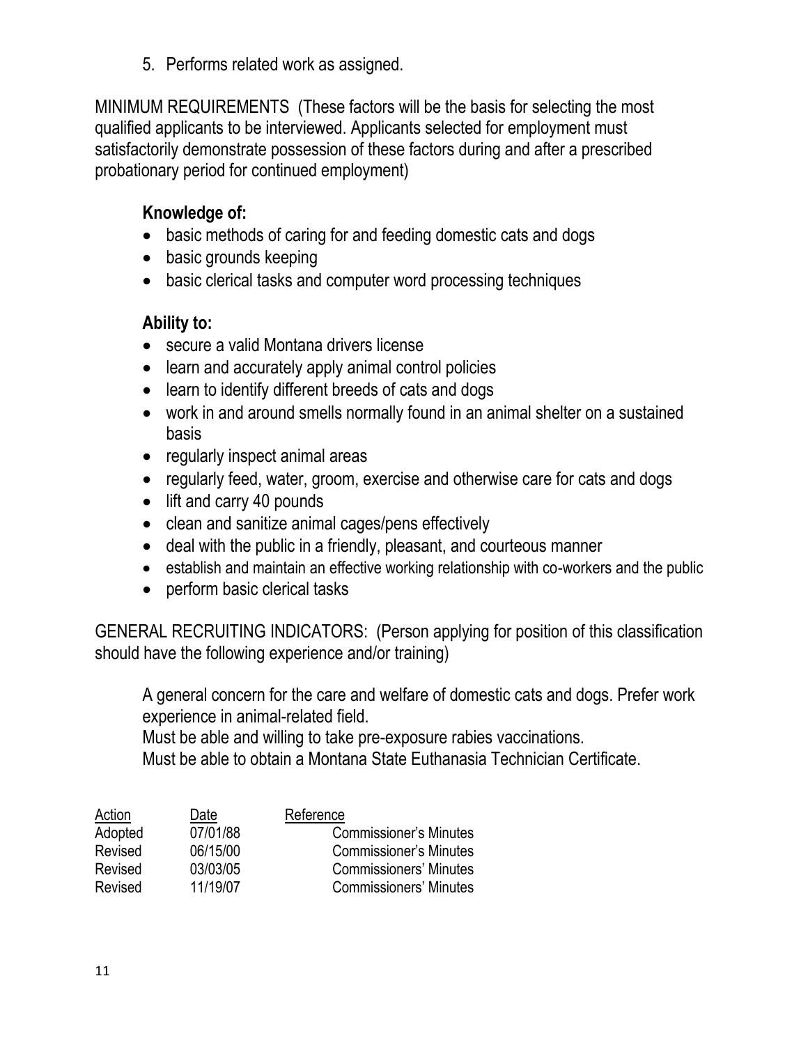5. Performs related work as assigned.

MINIMUM REQUIREMENTS (These factors will be the basis for selecting the most qualified applicants to be interviewed. Applicants selected for employment must satisfactorily demonstrate possession of these factors during and after a prescribed probationary period for continued employment)

**Knowledge of:**

- basic methods of caring for and feeding domestic cats and dogs
- basic grounds keeping
- basic clerical tasks and computer word processing techniques

**Ability to:**

- secure a valid Montana drivers license
- learn and accurately apply animal control policies
- learn to identify different breeds of cats and dogs
- work in and around smells normally found in an animal shelter on a sustained basis
- regularly inspect animal areas
- regularly feed, water, groom, exercise and otherwise care for cats and dogs
- lift and carry 40 pounds
- clean and sanitize animal cages/pens effectively
- deal with the public in a friendly, pleasant, and courteous manner
- establish and maintain an effective working relationship with co-workers and the public
- perform basic clerical tasks

GENERAL RECRUITING INDICATORS: (Person applying for position of this classification should have the following experience and/or training)

A general concern for the care and welfare of domestic cats and dogs. Prefer work experience in animal-related field.
Must be able and willing to take pre-exposure rabies vaccinations.
Must be able to obtain a Montana State Euthanasia Technician Certificate.

| Action | Date | Reference |
|---|---|---|
| Adopted | 07/01/88 | Commissioner's Minutes |
| Revised | 06/15/00 | Commissioner's Minutes |
| Revised | 03/03/05 | Commissioners' Minutes |
| Revised | 11/19/07 | Commissioners' Minutes |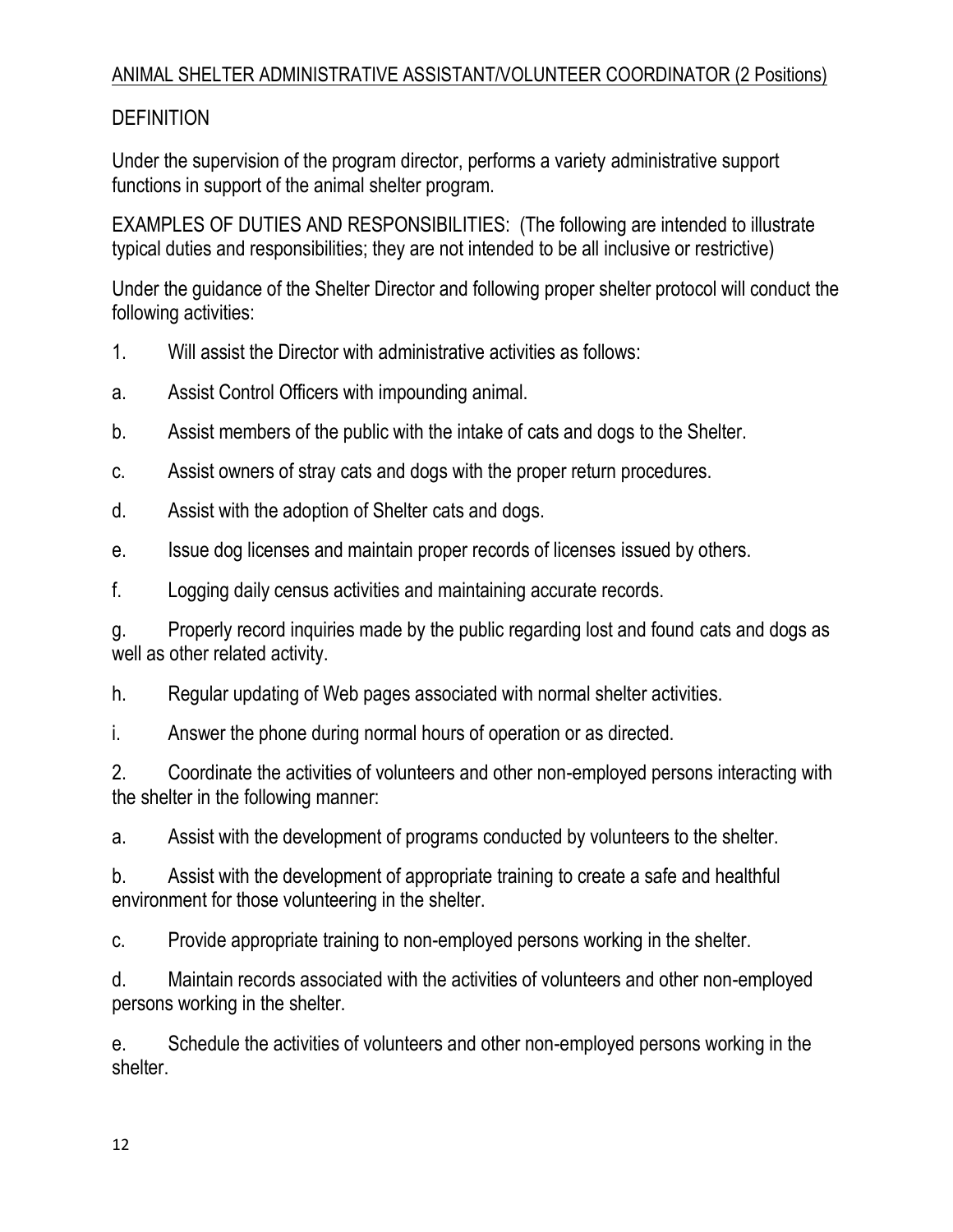## ANIMAL SHELTER ADMINISTRATIVE ASSISTANT/VOLUNTEER COORDINATOR (2 Positions)

DEFINITION

Under the supervision of the program director, performs a variety administrative support functions in support of the animal shelter program.

EXAMPLES OF DUTIES AND RESPONSIBILITIES: (The following are intended to illustrate typical duties and responsibilities; they are not intended to be all inclusive or restrictive)

Under the guidance of the Shelter Director and following proper shelter protocol will conduct the following activities:

1. Will assist the Director with administrative activities as follows:

a. Assist Control Officers with impounding animal.

b. Assist members of the public with the intake of cats and dogs to the Shelter.

c. Assist owners of stray cats and dogs with the proper return procedures.

d. Assist with the adoption of Shelter cats and dogs.

e. Issue dog licenses and maintain proper records of licenses issued by others.

f. Logging daily census activities and maintaining accurate records.

g. Properly record inquiries made by the public regarding lost and found cats and dogs as well as other related activity.

h. Regular updating of Web pages associated with normal shelter activities.

i. Answer the phone during normal hours of operation or as directed.

2. Coordinate the activities of volunteers and other non-employed persons interacting with the shelter in the following manner:

a. Assist with the development of programs conducted by volunteers to the shelter.

b. Assist with the development of appropriate training to create a safe and healthful environment for those volunteering in the shelter.

c. Provide appropriate training to non-employed persons working in the shelter.

d. Maintain records associated with the activities of volunteers and other non-employed persons working in the shelter.

e. Schedule the activities of volunteers and other non-employed persons working in the shelter.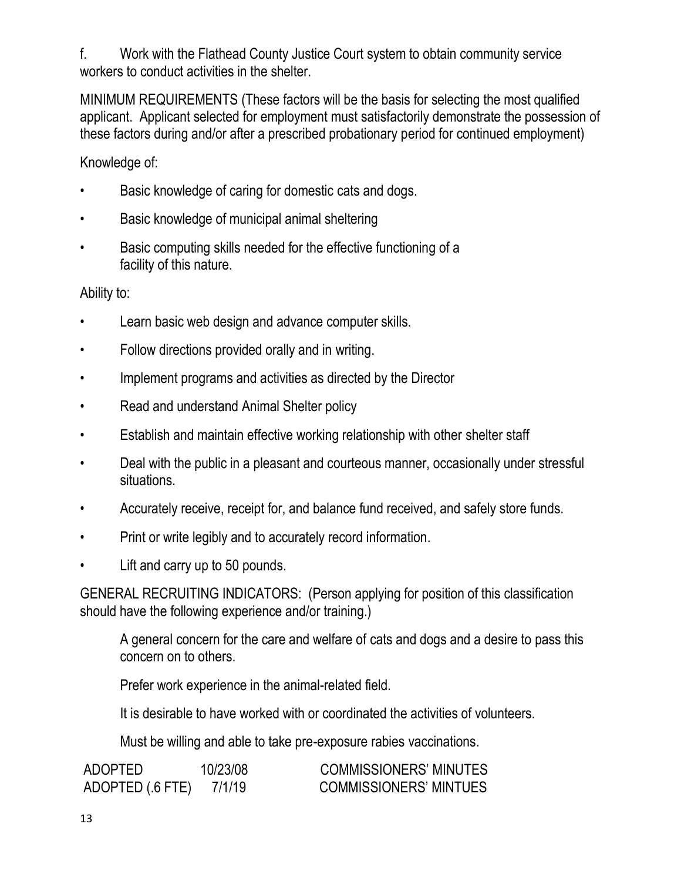f. Work with the Flathead County Justice Court system to obtain community service workers to conduct activities in the shelter.

MINIMUM REQUIREMENTS (These factors will be the basis for selecting the most qualified applicant. Applicant selected for employment must satisfactorily demonstrate the possession of these factors during and/or after a prescribed probationary period for continued employment)

Knowledge of:

- Basic knowledge of caring for domestic cats and dogs.
- Basic knowledge of municipal animal sheltering
- Basic computing skills needed for the effective functioning of a facility of this nature.

Ability to:

- Learn basic web design and advance computer skills.
- Follow directions provided orally and in writing.
- Implement programs and activities as directed by the Director
- Read and understand Animal Shelter policy
- Establish and maintain effective working relationship with other shelter staff
- Deal with the public in a pleasant and courteous manner, occasionally under stressful situations.
- Accurately receive, receipt for, and balance fund received, and safely store funds.
- Print or write legibly and to accurately record information.
- Lift and carry up to 50 pounds.

GENERAL RECRUITING INDICATORS: (Person applying for position of this classification should have the following experience and/or training.)

A general concern for the care and welfare of cats and dogs and a desire to pass this concern on to others.

Prefer work experience in the animal-related field.

It is desirable to have worked with or coordinated the activities of volunteers.

Must be willing and able to take pre-exposure rabies vaccinations.

| | | |
|---|---|---|
| ADOPTED | 10/23/08 | COMMISSIONERS' MINUTES |
| ADOPTED (.6 FTE) | 7/1/19 | COMMISSIONERS' MINTUES |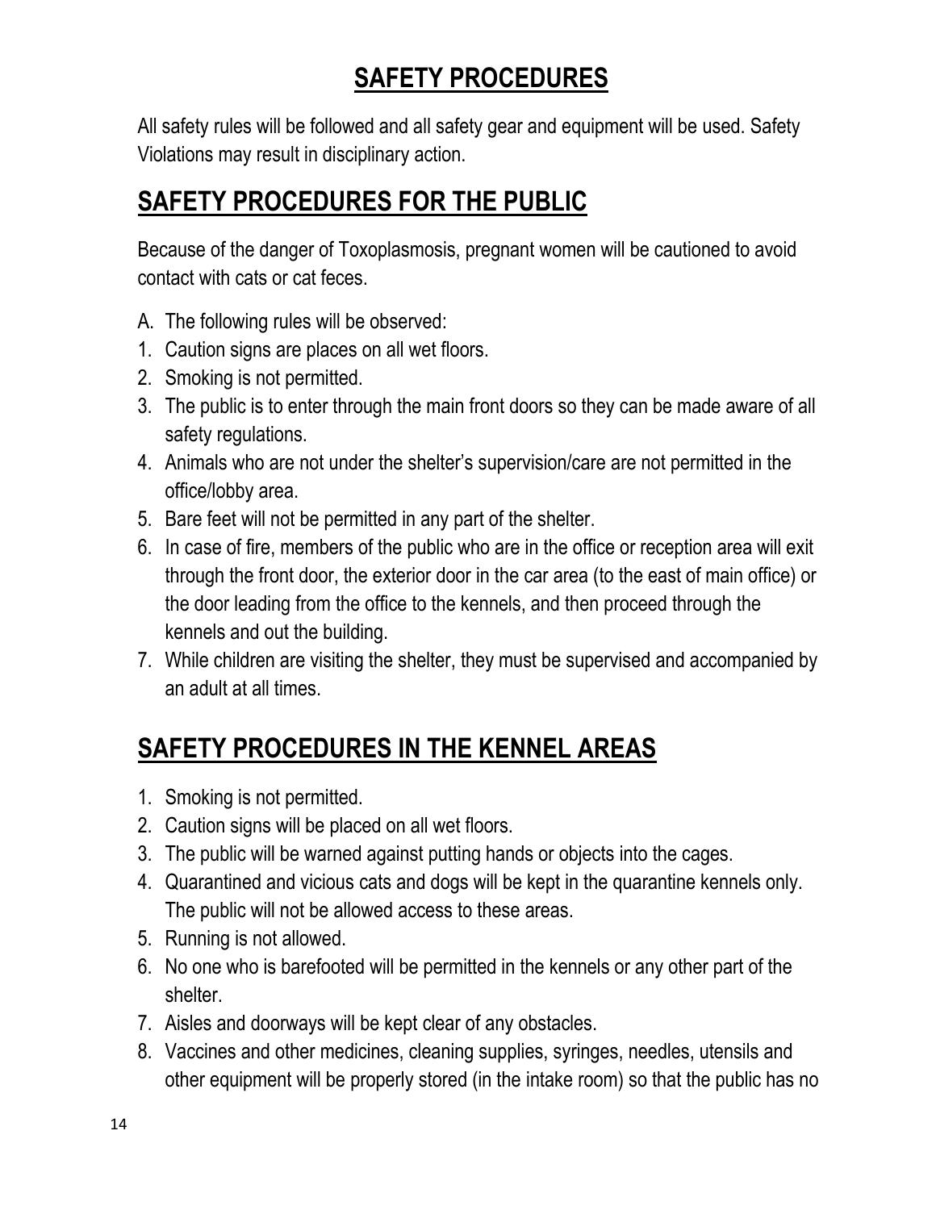# SAFETY PROCEDURES

All safety rules will be followed and all safety gear and equipment will be used. Safety Violations may result in disciplinary action.

## SAFETY PROCEDURES FOR THE PUBLIC

Because of the danger of Toxoplasmosis, pregnant women will be cautioned to avoid contact with cats or cat feces.

A. The following rules will be observed:

1. Caution signs are places on all wet floors.
2. Smoking is not permitted.
3. The public is to enter through the main front doors so they can be made aware of all safety regulations.
4. Animals who are not under the shelter's supervision/care are not permitted in the office/lobby area.
5. Bare feet will not be permitted in any part of the shelter.
6. In case of fire, members of the public who are in the office or reception area will exit through the front door, the exterior door in the car area (to the east of main office) or the door leading from the office to the kennels, and then proceed through the kennels and out the building.
7. While children are visiting the shelter, they must be supervised and accompanied by an adult at all times.

## SAFETY PROCEDURES IN THE KENNEL AREAS

1. Smoking is not permitted.
2. Caution signs will be placed on all wet floors.
3. The public will be warned against putting hands or objects into the cages.
4. Quarantined and vicious cats and dogs will be kept in the quarantine kennels only. The public will not be allowed access to these areas.
5. Running is not allowed.
6. No one who is barefooted will be permitted in the kennels or any other part of the shelter.
7. Aisles and doorways will be kept clear of any obstacles.
8. Vaccines and other medicines, cleaning supplies, syringes, needles, utensils and other equipment will be properly stored (in the intake room) so that the public has no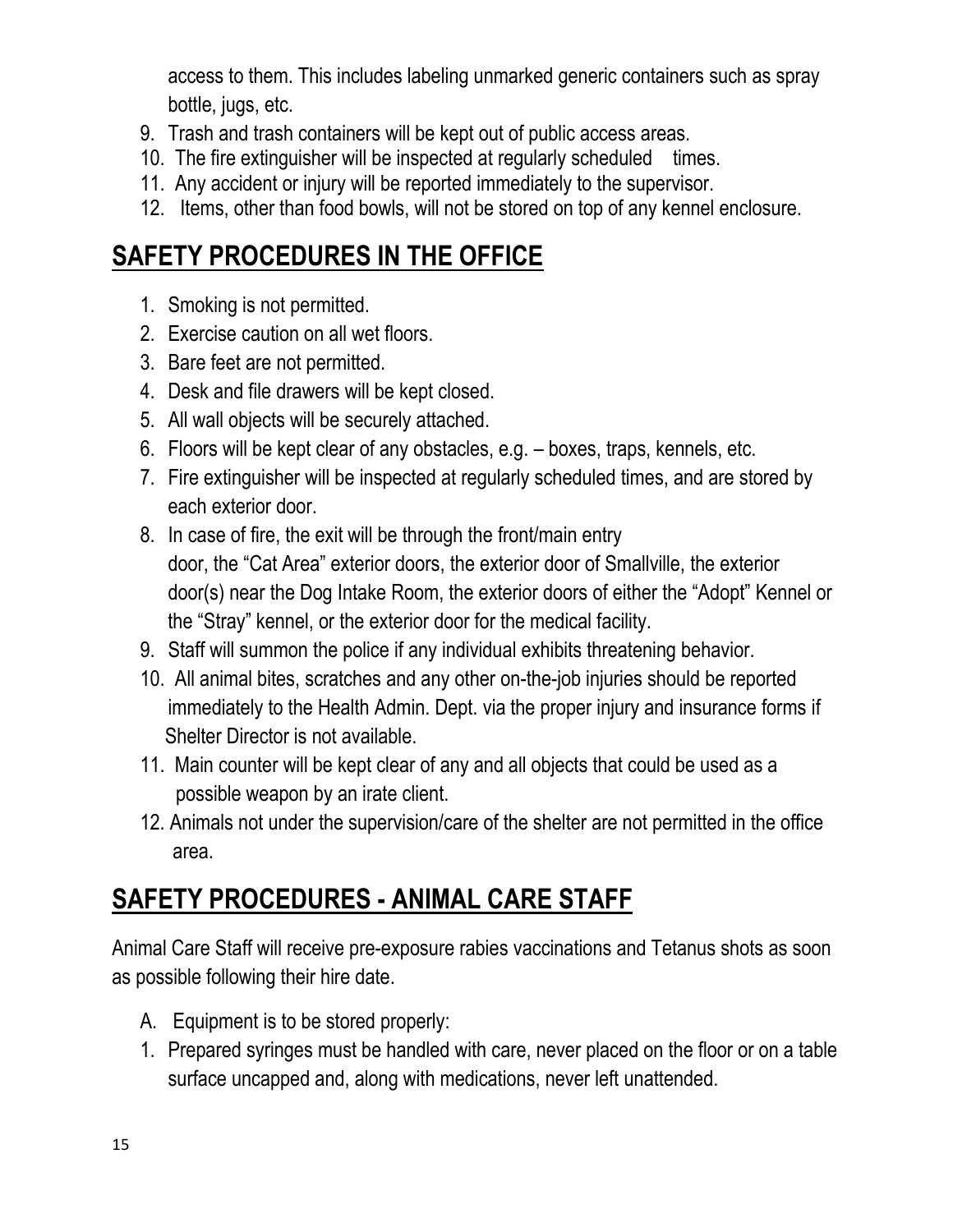access to them. This includes labeling unmarked generic containers such as spray bottle, jugs, etc.

9. Trash and trash containers will be kept out of public access areas.
10. The fire extinguisher will be inspected at regularly scheduled times.
11. Any accident or injury will be reported immediately to the supervisor.
12. Items, other than food bowls, will not be stored on top of any kennel enclosure.

## SAFETY PROCEDURES IN THE OFFICE

1. Smoking is not permitted.
2. Exercise caution on all wet floors.
3. Bare feet are not permitted.
4. Desk and file drawers will be kept closed.
5. All wall objects will be securely attached.
6. Floors will be kept clear of any obstacles, e.g. – boxes, traps, kennels, etc.
7. Fire extinguisher will be inspected at regularly scheduled times, and are stored by each exterior door.
8. In case of fire, the exit will be through the front/main entry door, the "Cat Area" exterior doors, the exterior door of Smallville, the exterior door(s) near the Dog Intake Room, the exterior doors of either the "Adopt" Kennel or the "Stray" kennel, or the exterior door for the medical facility.
9. Staff will summon the police if any individual exhibits threatening behavior.
10. All animal bites, scratches and any other on-the-job injuries should be reported immediately to the Health Admin. Dept. via the proper injury and insurance forms if Shelter Director is not available.
11. Main counter will be kept clear of any and all objects that could be used as a possible weapon by an irate client.
12. Animals not under the supervision/care of the shelter are not permitted in the office area.

## SAFETY PROCEDURES - ANIMAL CARE STAFF

Animal Care Staff will receive pre-exposure rabies vaccinations and Tetanus shots as soon as possible following their hire date.

A. Equipment is to be stored properly:

1. Prepared syringes must be handled with care, never placed on the floor or on a table surface uncapped and, along with medications, never left unattended.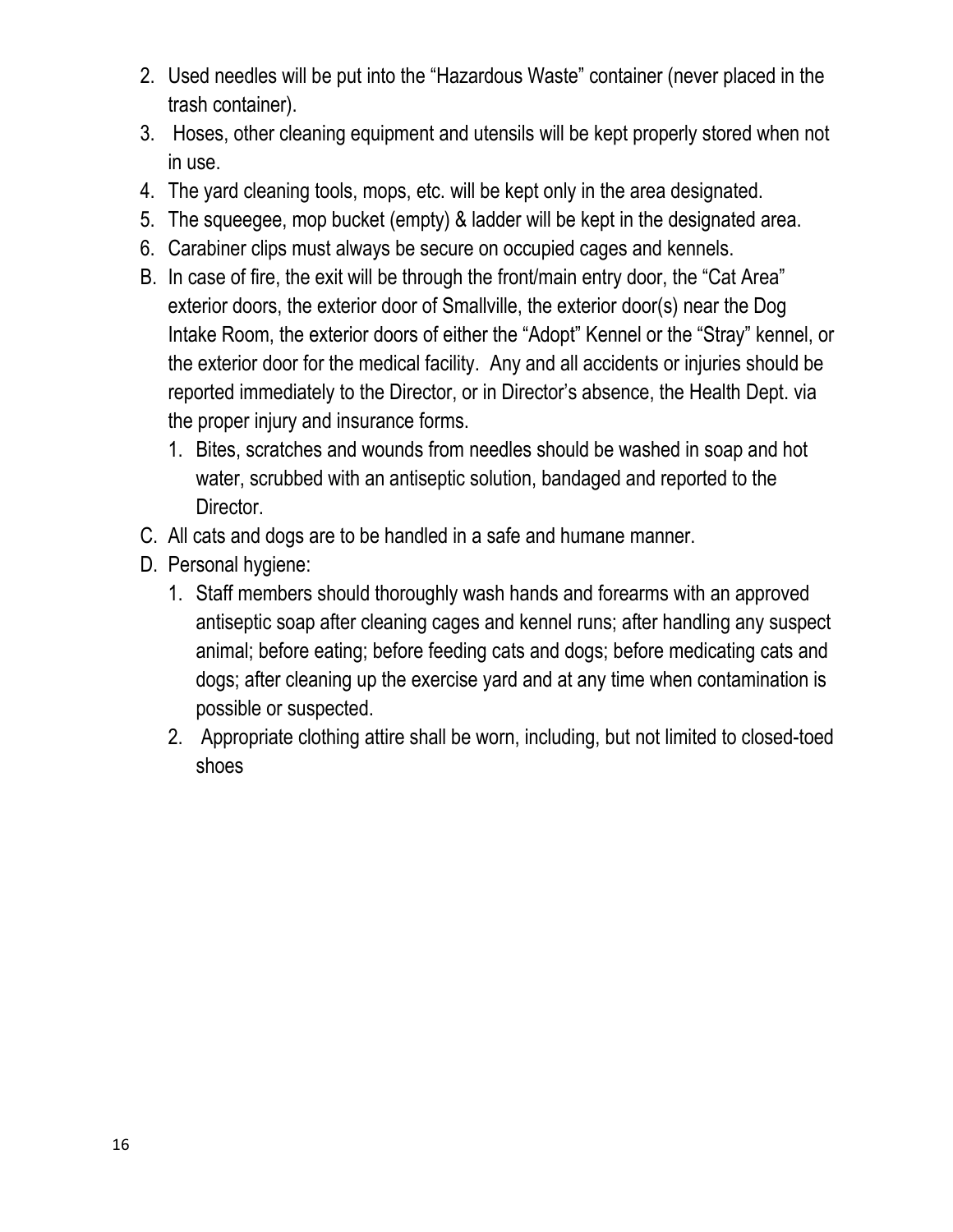2. Used needles will be put into the "Hazardous Waste" container (never placed in the trash container).
3. Hoses, other cleaning equipment and utensils will be kept properly stored when not in use.
4. The yard cleaning tools, mops, etc. will be kept only in the area designated.
5. The squeegee, mop bucket (empty) & ladder will be kept in the designated area.
6. Carabiner clips must always be secure on occupied cages and kennels.

B. In case of fire, the exit will be through the front/main entry door, the "Cat Area" exterior doors, the exterior door of Smallville, the exterior door(s) near the Dog Intake Room, the exterior doors of either the "Adopt" Kennel or the "Stray" kennel, or the exterior door for the medical facility. Any and all accidents or injuries should be reported immediately to the Director, or in Director's absence, the Health Dept. via the proper injury and insurance forms.
   1. Bites, scratches and wounds from needles should be washed in soap and hot water, scrubbed with an antiseptic solution, bandaged and reported to the Director.

C. All cats and dogs are to be handled in a safe and humane manner.

D. Personal hygiene:
   1. Staff members should thoroughly wash hands and forearms with an approved antiseptic soap after cleaning cages and kennel runs; after handling any suspect animal; before eating; before feeding cats and dogs; before medicating cats and dogs; after cleaning up the exercise yard and at any time when contamination is possible or suspected.
   2. Appropriate clothing attire shall be worn, including, but not limited to closed-toed shoes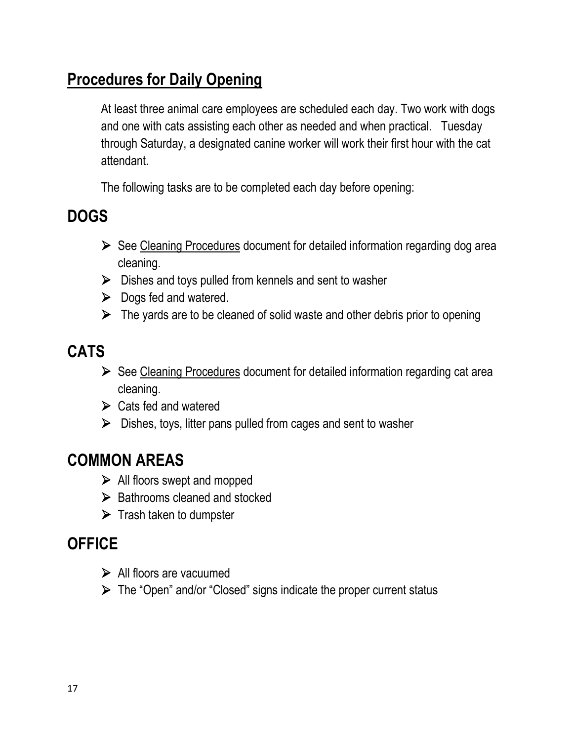## Procedures for Daily Opening

At least three animal care employees are scheduled each day. Two work with dogs and one with cats assisting each other as needed and when practical. Tuesday through Saturday, a designated canine worker will work their first hour with the cat attendant.

The following tasks are to be completed each day before opening:

## DOGS

- See Cleaning Procedures document for detailed information regarding dog area cleaning.
- Dishes and toys pulled from kennels and sent to washer
- Dogs fed and watered.
- The yards are to be cleaned of solid waste and other debris prior to opening

## CATS

- See Cleaning Procedures document for detailed information regarding cat area cleaning.
- Cats fed and watered
- Dishes, toys, litter pans pulled from cages and sent to washer

## COMMON AREAS

- All floors swept and mopped
- Bathrooms cleaned and stocked
- Trash taken to dumpster

## OFFICE

- All floors are vacuumed
- The “Open” and/or “Closed” signs indicate the proper current status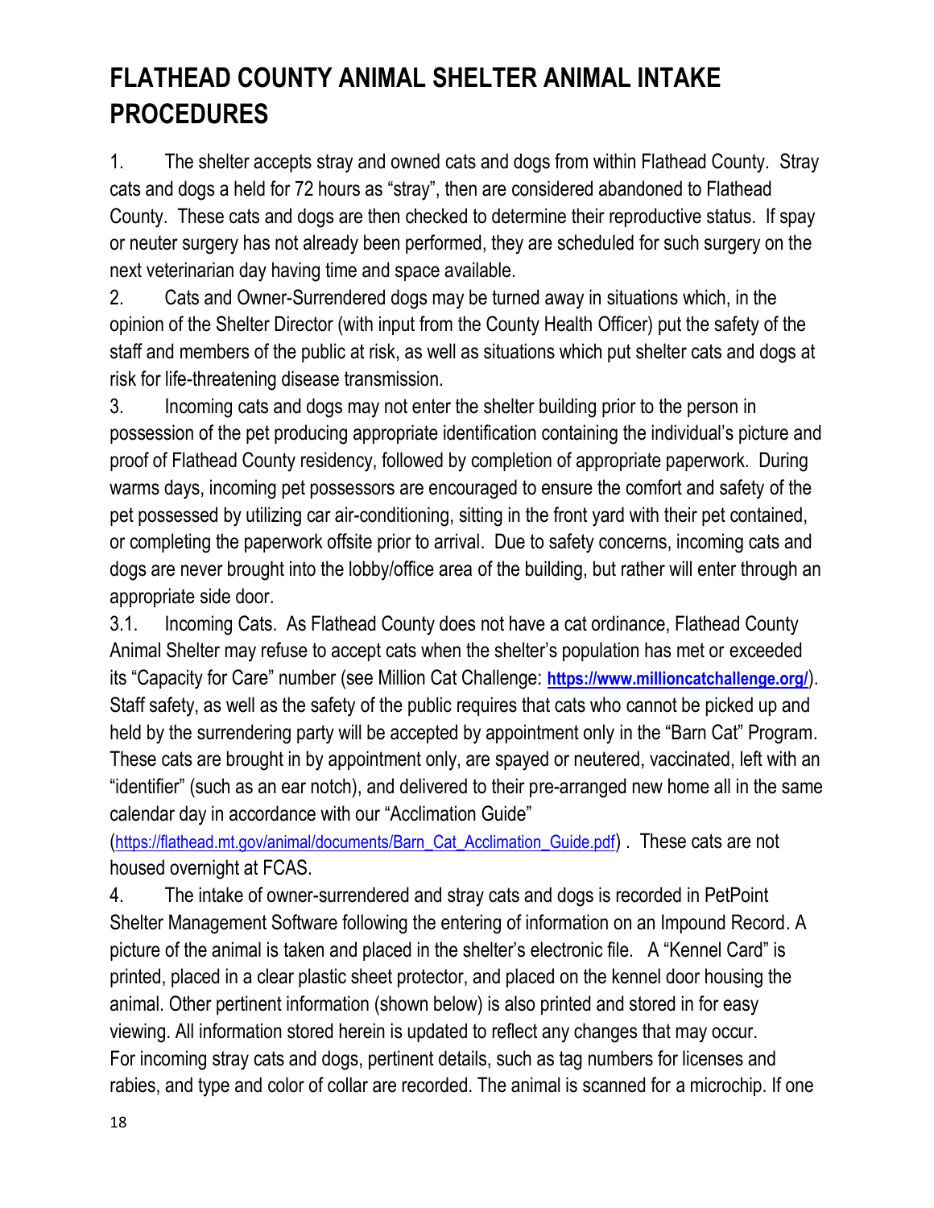# FLATHEAD COUNTY ANIMAL SHELTER ANIMAL INTAKE PROCEDURES

1. The shelter accepts stray and owned cats and dogs from within Flathead County. Stray cats and dogs a held for 72 hours as "stray", then are considered abandoned to Flathead County. These cats and dogs are then checked to determine their reproductive status. If spay or neuter surgery has not already been performed, they are scheduled for such surgery on the next veterinarian day having time and space available.

2. Cats and Owner-Surrendered dogs may be turned away in situations which, in the opinion of the Shelter Director (with input from the County Health Officer) put the safety of the staff and members of the public at risk, as well as situations which put shelter cats and dogs at risk for life-threatening disease transmission.

3. Incoming cats and dogs may not enter the shelter building prior to the person in possession of the pet producing appropriate identification containing the individual's picture and proof of Flathead County residency, followed by completion of appropriate paperwork. During warms days, incoming pet possessors are encouraged to ensure the comfort and safety of the pet possessed by utilizing car air-conditioning, sitting in the front yard with their pet contained, or completing the paperwork offsite prior to arrival. Due to safety concerns, incoming cats and dogs are never brought into the lobby/office area of the building, but rather will enter through an appropriate side door.

3.1. Incoming Cats. As Flathead County does not have a cat ordinance, Flathead County Animal Shelter may refuse to accept cats when the shelter's population has met or exceeded its "Capacity for Care" number (see Million Cat Challenge: **https://www.millioncatchallenge.org/**). Staff safety, as well as the safety of the public requires that cats who cannot be picked up and held by the surrendering party will be accepted by appointment only in the "Barn Cat" Program. These cats are brought in by appointment only, are spayed or neutered, vaccinated, left with an "identifier" (such as an ear notch), and delivered to their pre-arranged new home all in the same calendar day in accordance with our "Acclimation Guide" (https://flathead.mt.gov/animal/documents/Barn_Cat_Acclimation_Guide.pdf) . These cats are not housed overnight at FCAS.

4. The intake of owner-surrendered and stray cats and dogs is recorded in PetPoint Shelter Management Software following the entering of information on an Impound Record. A picture of the animal is taken and placed in the shelter's electronic file. A "Kennel Card" is printed, placed in a clear plastic sheet protector, and placed on the kennel door housing the animal. Other pertinent information (shown below) is also printed and stored in for easy viewing. All information stored herein is updated to reflect any changes that may occur. For incoming stray cats and dogs, pertinent details, such as tag numbers for licenses and rabies, and type and color of collar are recorded. The animal is scanned for a microchip. If one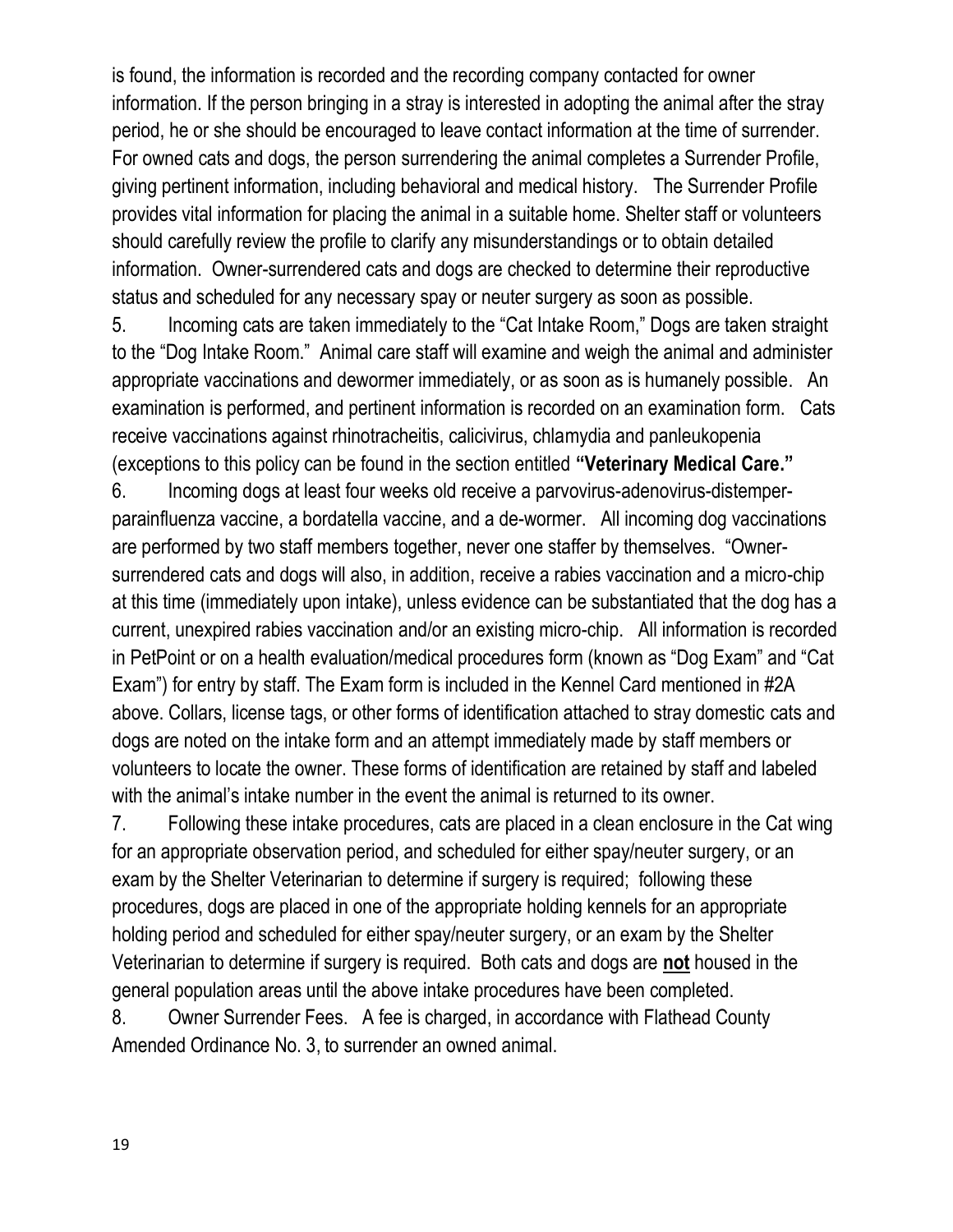is found, the information is recorded and the recording company contacted for owner information. If the person bringing in a stray is interested in adopting the animal after the stray period, he or she should be encouraged to leave contact information at the time of surrender. For owned cats and dogs, the person surrendering the animal completes a Surrender Profile, giving pertinent information, including behavioral and medical history. The Surrender Profile provides vital information for placing the animal in a suitable home. Shelter staff or volunteers should carefully review the profile to clarify any misunderstandings or to obtain detailed information. Owner-surrendered cats and dogs are checked to determine their reproductive status and scheduled for any necessary spay or neuter surgery as soon as possible.

5. Incoming cats are taken immediately to the "Cat Intake Room," Dogs are taken straight to the "Dog Intake Room." Animal care staff will examine and weigh the animal and administer appropriate vaccinations and dewormer immediately, or as soon as is humanely possible. An examination is performed, and pertinent information is recorded on an examination form. Cats receive vaccinations against rhinotracheitis, calicivirus, chlamydia and panleukopenia (exceptions to this policy can be found in the section entitled **"Veterinary Medical Care."**

6. Incoming dogs at least four weeks old receive a parvovirus-adenovirus-distemper-parainfluenza vaccine, a bordatella vaccine, and a de-wormer. All incoming dog vaccinations are performed by two staff members together, never one staffer by themselves. "Owner-surrendered cats and dogs will also, in addition, receive a rabies vaccination and a micro-chip at this time (immediately upon intake), unless evidence can be substantiated that the dog has a current, unexpired rabies vaccination and/or an existing micro-chip. All information is recorded in PetPoint or on a health evaluation/medical procedures form (known as "Dog Exam" and "Cat Exam") for entry by staff. The Exam form is included in the Kennel Card mentioned in #2A above. Collars, license tags, or other forms of identification attached to stray domestic cats and dogs are noted on the intake form and an attempt immediately made by staff members or volunteers to locate the owner. These forms of identification are retained by staff and labeled with the animal's intake number in the event the animal is returned to its owner.

7. Following these intake procedures, cats are placed in a clean enclosure in the Cat wing for an appropriate observation period, and scheduled for either spay/neuter surgery, or an exam by the Shelter Veterinarian to determine if surgery is required; following these procedures, dogs are placed in one of the appropriate holding kennels for an appropriate holding period and scheduled for either spay/neuter surgery, or an exam by the Shelter Veterinarian to determine if surgery is required. Both cats and dogs are **<u>not</u>** housed in the general population areas until the above intake procedures have been completed.

8. Owner Surrender Fees. A fee is charged, in accordance with Flathead County Amended Ordinance No. 3, to surrender an owned animal.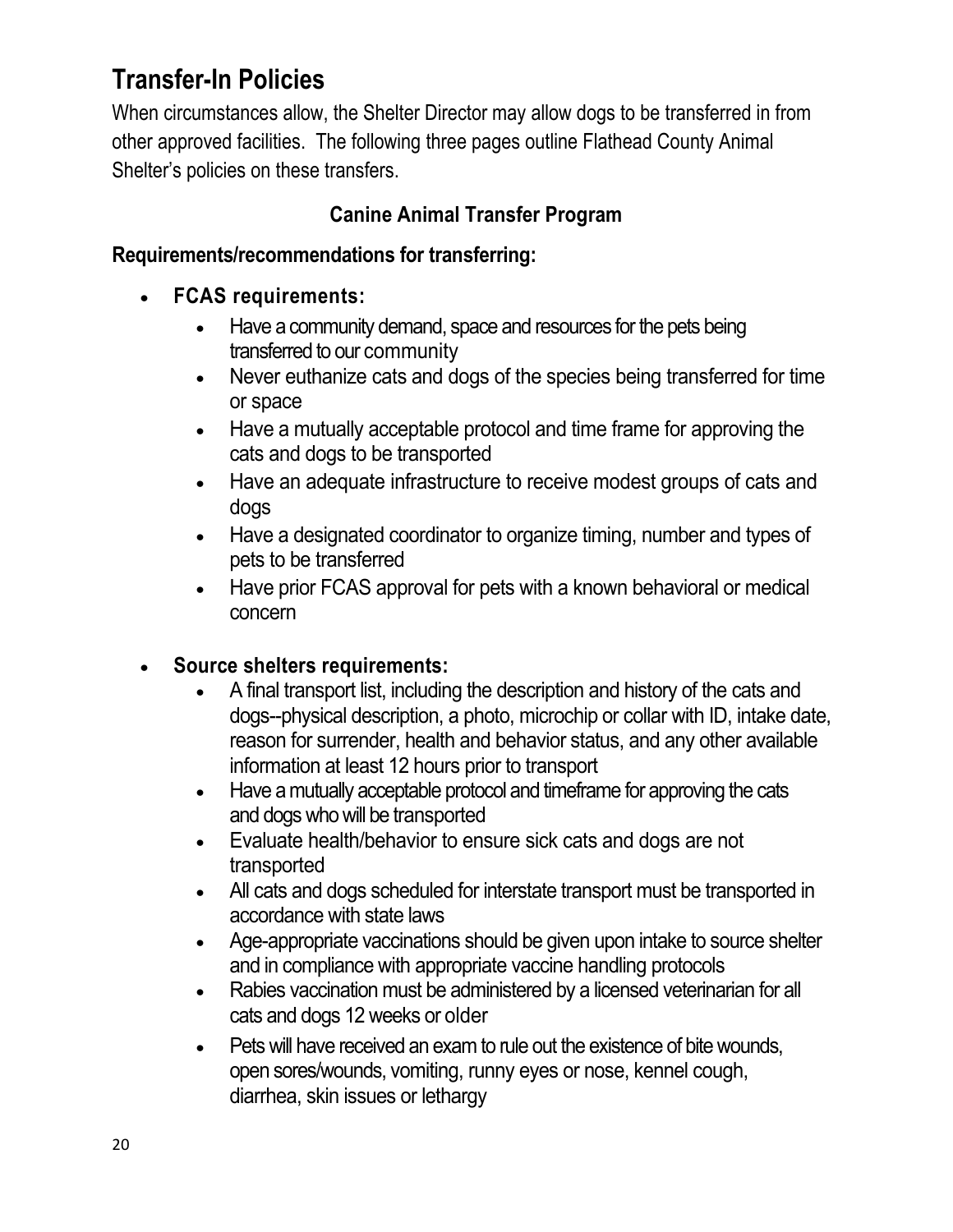## Transfer-In Policies

When circumstances allow, the Shelter Director may allow dogs to be transferred in from other approved facilities. The following three pages outline Flathead County Animal Shelter's policies on these transfers.

### Canine Animal Transfer Program

**Requirements/recommendations for transferring:**

- **FCAS requirements:**
  - Have a community demand, space and resources for the pets being transferred to our community
  - Never euthanize cats and dogs of the species being transferred for time or space
  - Have a mutually acceptable protocol and time frame for approving the cats and dogs to be transported
  - Have an adequate infrastructure to receive modest groups of cats and dogs
  - Have a designated coordinator to organize timing, number and types of pets to be transferred
  - Have prior FCAS approval for pets with a known behavioral or medical concern

- **Source shelters requirements:**
  - A final transport list, including the description and history of the cats and dogs--physical description, a photo, microchip or collar with ID, intake date, reason for surrender, health and behavior status, and any other available information at least 12 hours prior to transport
  - Have a mutually acceptable protocol and timeframe for approving the cats and dogs who will be transported
  - Evaluate health/behavior to ensure sick cats and dogs are not transported
  - All cats and dogs scheduled for interstate transport must be transported in accordance with state laws
  - Age-appropriate vaccinations should be given upon intake to source shelter and in compliance with appropriate vaccine handling protocols
  - Rabies vaccination must be administered by a licensed veterinarian for all cats and dogs 12 weeks or older
  - Pets will have received an exam to rule out the existence of bite wounds, open sores/wounds, vomiting, runny eyes or nose, kennel cough, diarrhea, skin issues or lethargy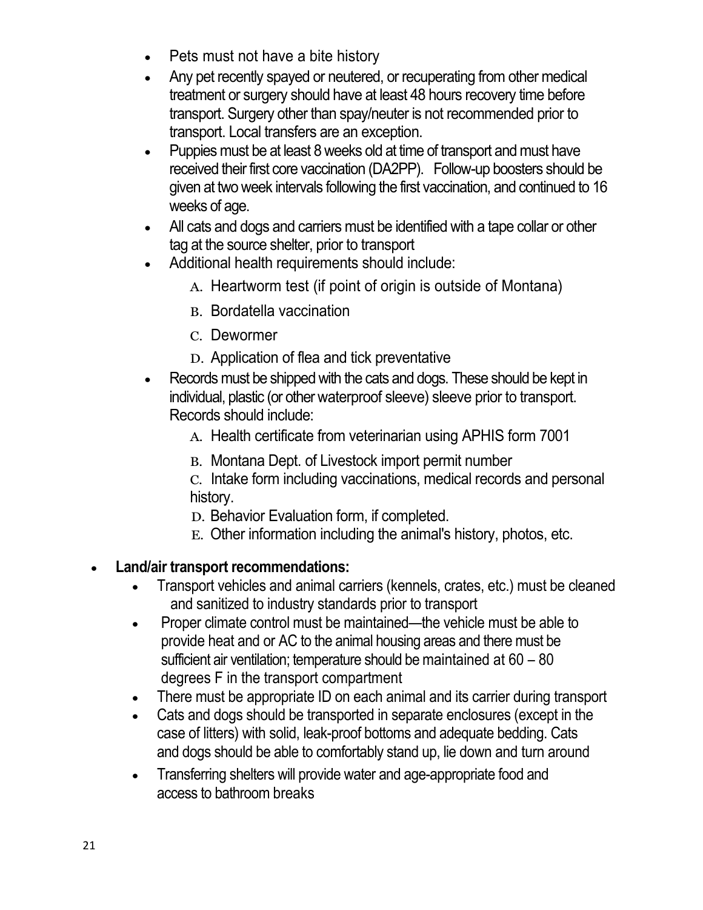- Pets must not have a bite history
- Any pet recently spayed or neutered, or recuperating from other medical treatment or surgery should have at least 48 hours recovery time before transport. Surgery other than spay/neuter is not recommended prior to transport. Local transfers are an exception.
- Puppies must be at least 8 weeks old at time of transport and must have received their first core vaccination (DA2PP). Follow-up boosters should be given at two week intervals following the first vaccination, and continued to 16 weeks of age.
- All cats and dogs and carriers must be identified with a tape collar or other tag at the source shelter, prior to transport
- Additional health requirements should include:
  - A. Heartworm test (if point of origin is outside of Montana)
  - B. Bordatella vaccination
  - C. Dewormer
  - D. Application of flea and tick preventative
- Records must be shipped with the cats and dogs. These should be kept in individual, plastic (or other waterproof sleeve) sleeve prior to transport. Records should include:
  - A. Health certificate from veterinarian using APHIS form 7001
  - B. Montana Dept. of Livestock import permit number
  - C. Intake form including vaccinations, medical records and personal history.
  - D. Behavior Evaluation form, if completed.
  - E. Other information including the animal's history, photos, etc.

- **Land/air transport recommendations:**
  - Transport vehicles and animal carriers (kennels, crates, etc.) must be cleaned and sanitized to industry standards prior to transport
  - Proper climate control must be maintained—the vehicle must be able to provide heat and or AC to the animal housing areas and there must be sufficient air ventilation; temperature should be maintained at 60 – 80 degrees F in the transport compartment
  - There must be appropriate ID on each animal and its carrier during transport
  - Cats and dogs should be transported in separate enclosures (except in the case of litters) with solid, leak-proof bottoms and adequate bedding. Cats and dogs should be able to comfortably stand up, lie down and turn around
  - Transferring shelters will provide water and age-appropriate food and access to bathroom breaks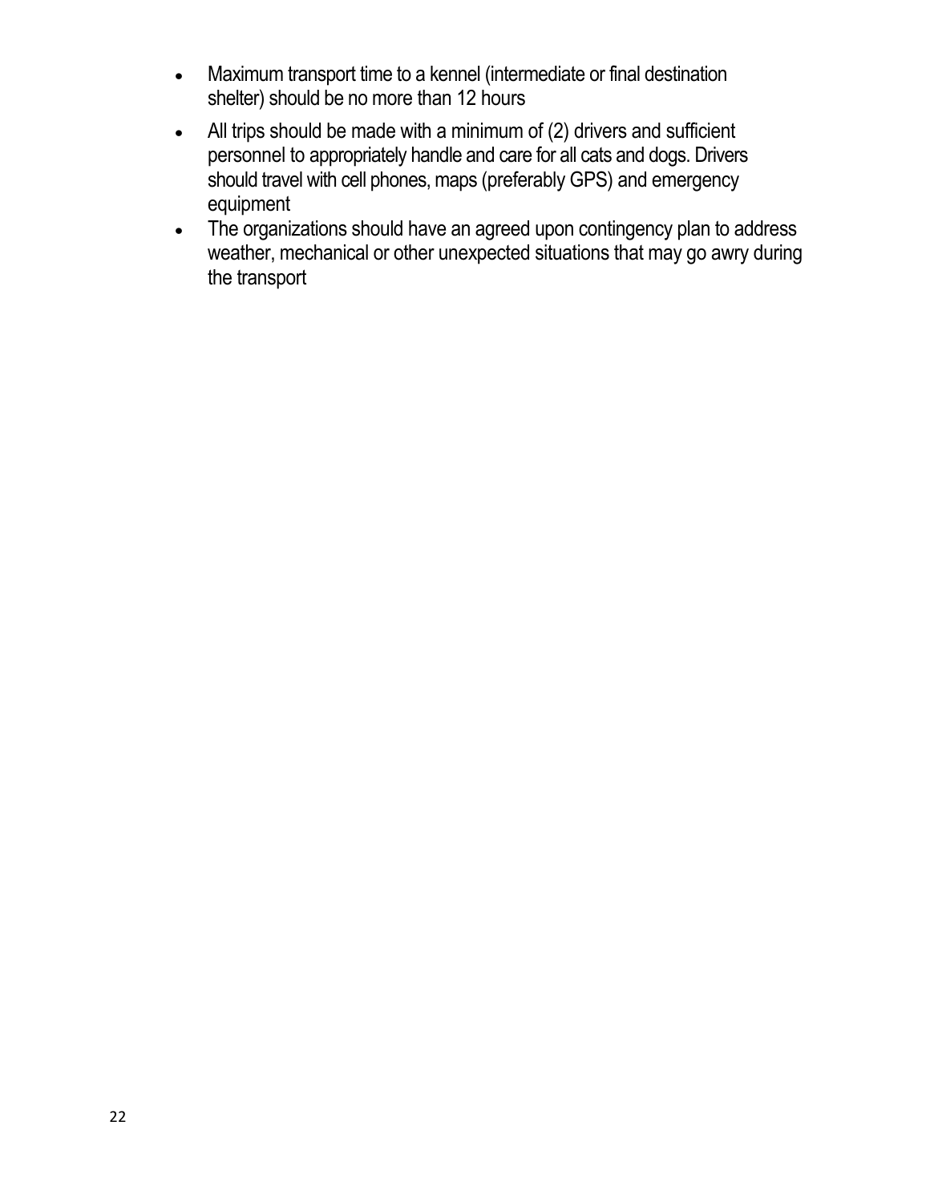- Maximum transport time to a kennel (intermediate or final destination shelter) should be no more than 12 hours
- All trips should be made with a minimum of (2) drivers and sufficient personnel to appropriately handle and care for all cats and dogs. Drivers should travel with cell phones, maps (preferably GPS) and emergency equipment
- The organizations should have an agreed upon contingency plan to address weather, mechanical or other unexpected situations that may go awry during the transport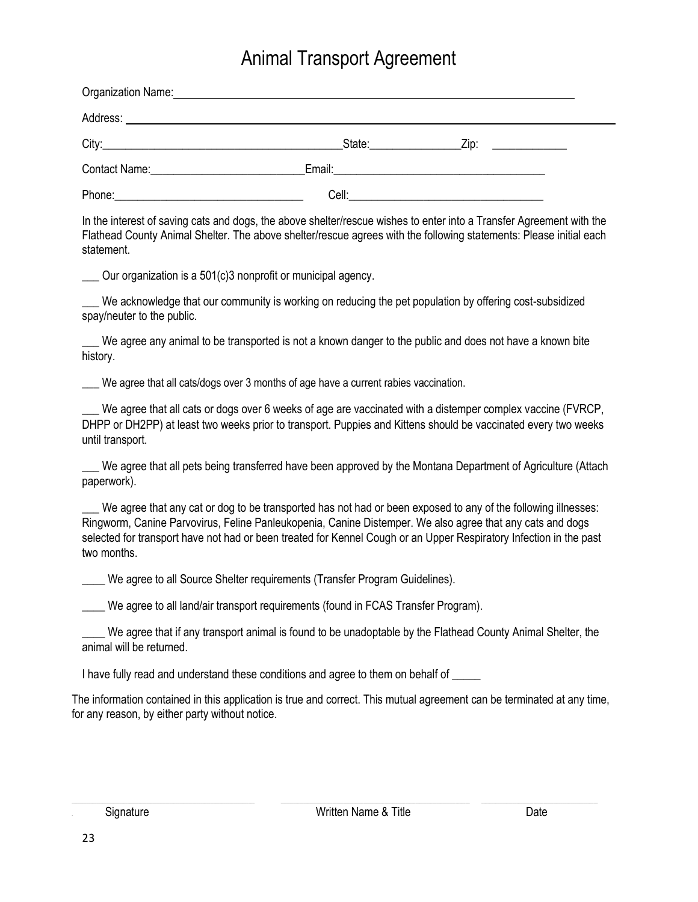# Animal Transport Agreement

Organization Name:\_\_\_\_\_\_\_\_\_\_\_\_\_\_\_\_\_\_\_\_\_\_\_\_\_\_\_\_\_\_\_\_\_\_\_\_\_\_\_\_\_\_\_\_\_\_\_\_\_\_\_\_\_\_\_\_

Address: \_\_\_\_\_\_\_\_\_\_\_\_\_\_\_\_\_\_\_\_\_\_\_\_\_\_\_\_\_\_\_\_\_\_\_\_\_\_\_\_\_\_\_\_\_\_\_\_\_\_\_\_\_\_\_\_\_\_\_\_\_\_\_

City:\_\_\_\_\_\_\_\_\_\_\_\_\_\_\_\_\_\_\_\_\_\_\_\_\_\_\_\_\_\_\_\_\_\_\_\_\_\_\_\_\_State:\_\_\_\_\_\_\_\_\_\_\_\_\_\_\_\_Zip: \_\_\_\_\_\_\_\_\_\_\_\_\_

Contact Name:\_\_\_\_\_\_\_\_\_\_\_\_\_\_\_\_\_\_\_\_\_\_\_\_\_\_Email:\_\_\_\_\_\_\_\_\_\_\_\_\_\_\_\_\_\_\_\_\_\_\_\_\_\_\_\_\_\_\_\_\_\_\_\_

Phone:\_\_\_\_\_\_\_\_\_\_\_\_\_\_\_\_\_\_\_\_\_\_\_\_\_\_\_\_\_\_\_\_\_ Cell:\_\_\_\_\_\_\_\_\_\_\_\_\_\_\_\_\_\_\_\_\_\_\_\_\_\_\_\_\_\_\_\_\_\_

In the interest of saving cats and dogs, the above shelter/rescue wishes to enter into a Transfer Agreement with the Flathead County Animal Shelter. The above shelter/rescue agrees with the following statements: Please initial each statement.

\_\_\_ Our organization is a 501(c)3 nonprofit or municipal agency.

\_\_\_ We acknowledge that our community is working on reducing the pet population by offering cost-subsidized spay/neuter to the public.

\_\_\_ We agree any animal to be transported is not a known danger to the public and does not have a known bite history.

\_\_\_ We agree that all cats/dogs over 3 months of age have a current rabies vaccination.

\_\_\_ We agree that all cats or dogs over 6 weeks of age are vaccinated with a distemper complex vaccine (FVRCP, DHPP or DH2PP) at least two weeks prior to transport. Puppies and Kittens should be vaccinated every two weeks until transport.

\_\_\_ We agree that all pets being transferred have been approved by the Montana Department of Agriculture (Attach paperwork).

\_\_\_ We agree that any cat or dog to be transported has not had or been exposed to any of the following illnesses: Ringworm, Canine Parvovirus, Feline Panleukopenia, Canine Distemper. We also agree that any cats and dogs selected for transport have not had or been treated for Kennel Cough or an Upper Respiratory Infection in the past two months.

\_\_\_\_ We agree to all Source Shelter requirements (Transfer Program Guidelines).

\_\_\_\_ We agree to all land/air transport requirements (found in FCAS Transfer Program).

\_\_\_\_ We agree that if any transport animal is found to be unadoptable by the Flathead County Animal Shelter, the animal will be returned.

I have fully read and understand these conditions and agree to them on behalf of \_\_\_\_\_

The information contained in this application is true and correct. This mutual agreement can be terminated at any time, for any reason, by either party without notice.

\_\_\_\_\_\_\_\_\_\_\_\_\_\_\_\_\_\_\_\_\_\_\_\_\_\_ \_\_\_\_\_\_\_\_\_\_\_\_\_\_\_\_\_\_\_\_\_\_\_\_\_\_ \_\_\_\_\_\_\_\_\_\_\_\_\_\_\_\_

Signature Written Name & Title Date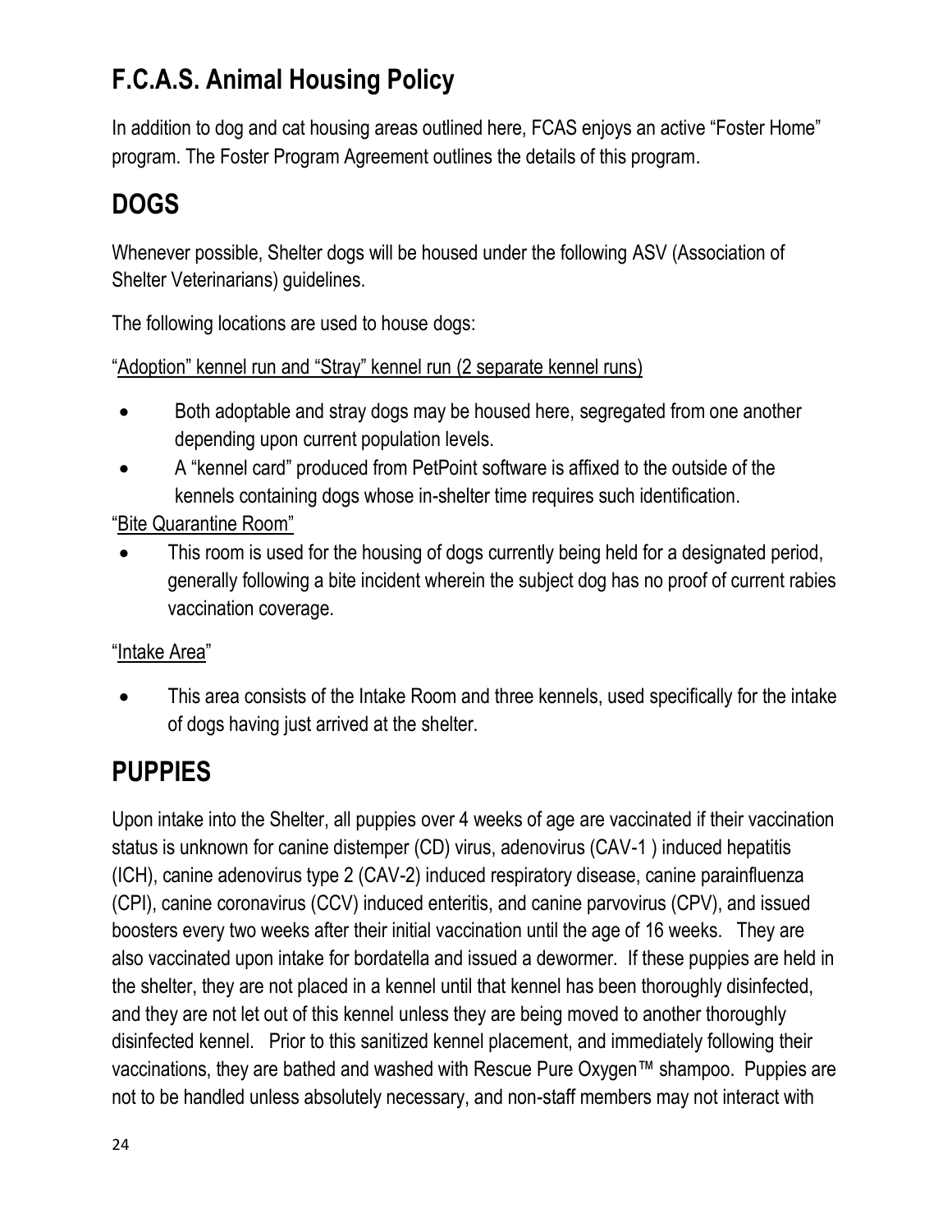# F.C.A.S. Animal Housing Policy

In addition to dog and cat housing areas outlined here, FCAS enjoys an active "Foster Home" program. The Foster Program Agreement outlines the details of this program.

## DOGS

Whenever possible, Shelter dogs will be housed under the following ASV (Association of Shelter Veterinarians) guidelines.

The following locations are used to house dogs:

"Adoption" kennel run and "Stray" kennel run (2 separate kennel runs)

- Both adoptable and stray dogs may be housed here, segregated from one another depending upon current population levels.
- A "kennel card" produced from PetPoint software is affixed to the outside of the kennels containing dogs whose in-shelter time requires such identification.

"Bite Quarantine Room"

- This room is used for the housing of dogs currently being held for a designated period, generally following a bite incident wherein the subject dog has no proof of current rabies vaccination coverage.

"Intake Area"

- This area consists of the Intake Room and three kennels, used specifically for the intake of dogs having just arrived at the shelter.

## PUPPIES

Upon intake into the Shelter, all puppies over 4 weeks of age are vaccinated if their vaccination status is unknown for canine distemper (CD) virus, adenovirus (CAV-1 ) induced hepatitis (ICH), canine adenovirus type 2 (CAV-2) induced respiratory disease, canine parainfluenza (CPI), canine coronavirus (CCV) induced enteritis, and canine parvovirus (CPV), and issued boosters every two weeks after their initial vaccination until the age of 16 weeks. They are also vaccinated upon intake for bordatella and issued a dewormer. If these puppies are held in the shelter, they are not placed in a kennel until that kennel has been thoroughly disinfected, and they are not let out of this kennel unless they are being moved to another thoroughly disinfected kennel. Prior to this sanitized kennel placement, and immediately following their vaccinations, they are bathed and washed with Rescue Pure Oxygen™ shampoo. Puppies are not to be handled unless absolutely necessary, and non-staff members may not interact with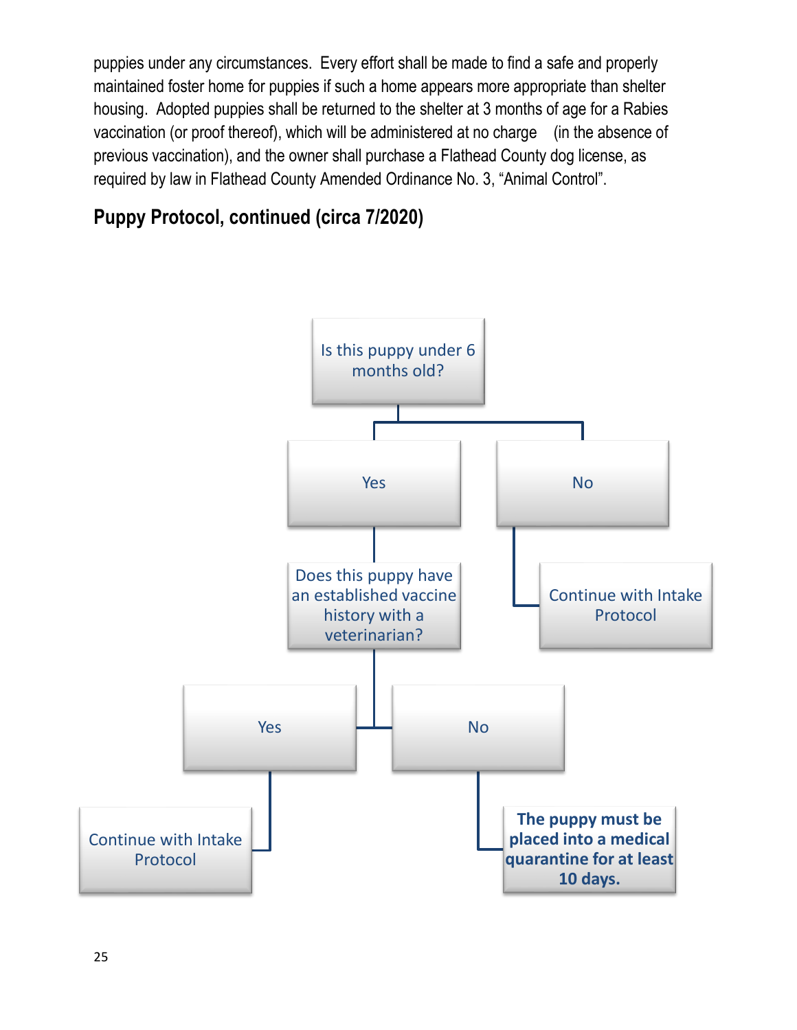puppies under any circumstances. Every effort shall be made to find a safe and properly maintained foster home for puppies if such a home appears more appropriate than shelter housing. Adopted puppies shall be returned to the shelter at 3 months of age for a Rabies vaccination (or proof thereof), which will be administered at no charge (in the absence of previous vaccination), and the owner shall purchase a Flathead County dog license, as required by law in Flathead County Amended Ordinance No. 3, "Animal Control".

## Puppy Protocol, continued (circa 7/2020)

Is this puppy under 6 months old?

Yes

No

Does this puppy have an established vaccine history with a veterinarian?

Continue with Intake Protocol

Yes

No

Continue with Intake Protocol

**The puppy must be placed into a medical quarantine for at least 10 days.**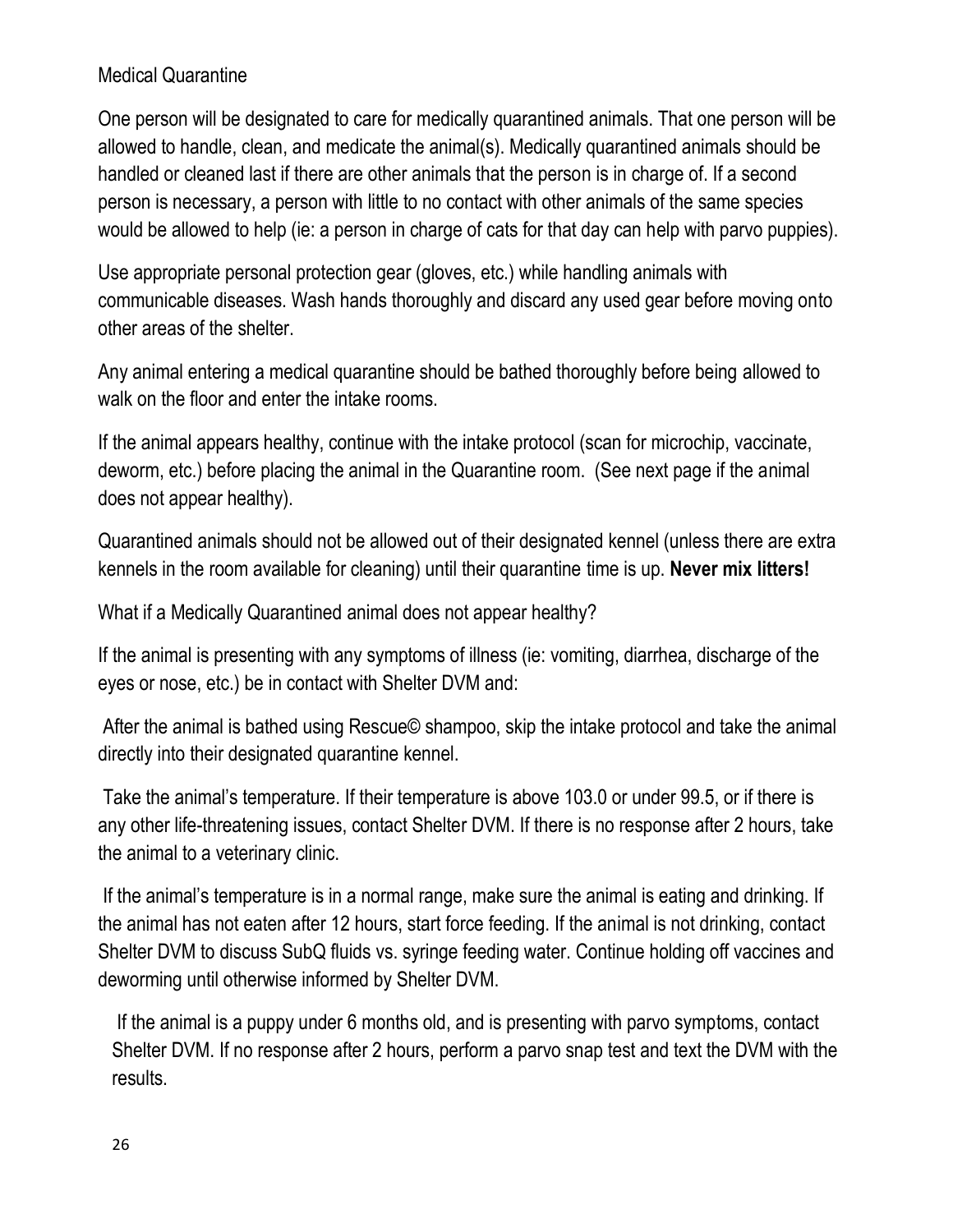## Medical Quarantine

One person will be designated to care for medically quarantined animals. That one person will be allowed to handle, clean, and medicate the animal(s). Medically quarantined animals should be handled or cleaned last if there are other animals that the person is in charge of. If a second person is necessary, a person with little to no contact with other animals of the same species would be allowed to help (ie: a person in charge of cats for that day can help with parvo puppies).

Use appropriate personal protection gear (gloves, etc.) while handling animals with communicable diseases. Wash hands thoroughly and discard any used gear before moving onto other areas of the shelter.

Any animal entering a medical quarantine should be bathed thoroughly before being allowed to walk on the floor and enter the intake rooms.

If the animal appears healthy, continue with the intake protocol (scan for microchip, vaccinate, deworm, etc.) before placing the animal in the Quarantine room. (See next page if the animal does not appear healthy).

Quarantined animals should not be allowed out of their designated kennel (unless there are extra kennels in the room available for cleaning) until their quarantine time is up. **Never mix litters!**

## What if a Medically Quarantined animal does not appear healthy?

If the animal is presenting with any symptoms of illness (ie: vomiting, diarrhea, discharge of the eyes or nose, etc.) be in contact with Shelter DVM and:

After the animal is bathed using Rescue© shampoo, skip the intake protocol and take the animal directly into their designated quarantine kennel.

Take the animal's temperature. If their temperature is above 103.0 or under 99.5, or if there is any other life-threatening issues, contact Shelter DVM. If there is no response after 2 hours, take the animal to a veterinary clinic.

If the animal's temperature is in a normal range, make sure the animal is eating and drinking. If the animal has not eaten after 12 hours, start force feeding. If the animal is not drinking, contact Shelter DVM to discuss SubQ fluids vs. syringe feeding water. Continue holding off vaccines and deworming until otherwise informed by Shelter DVM.

If the animal is a puppy under 6 months old, and is presenting with parvo symptoms, contact Shelter DVM. If no response after 2 hours, perform a parvo snap test and text the DVM with the results.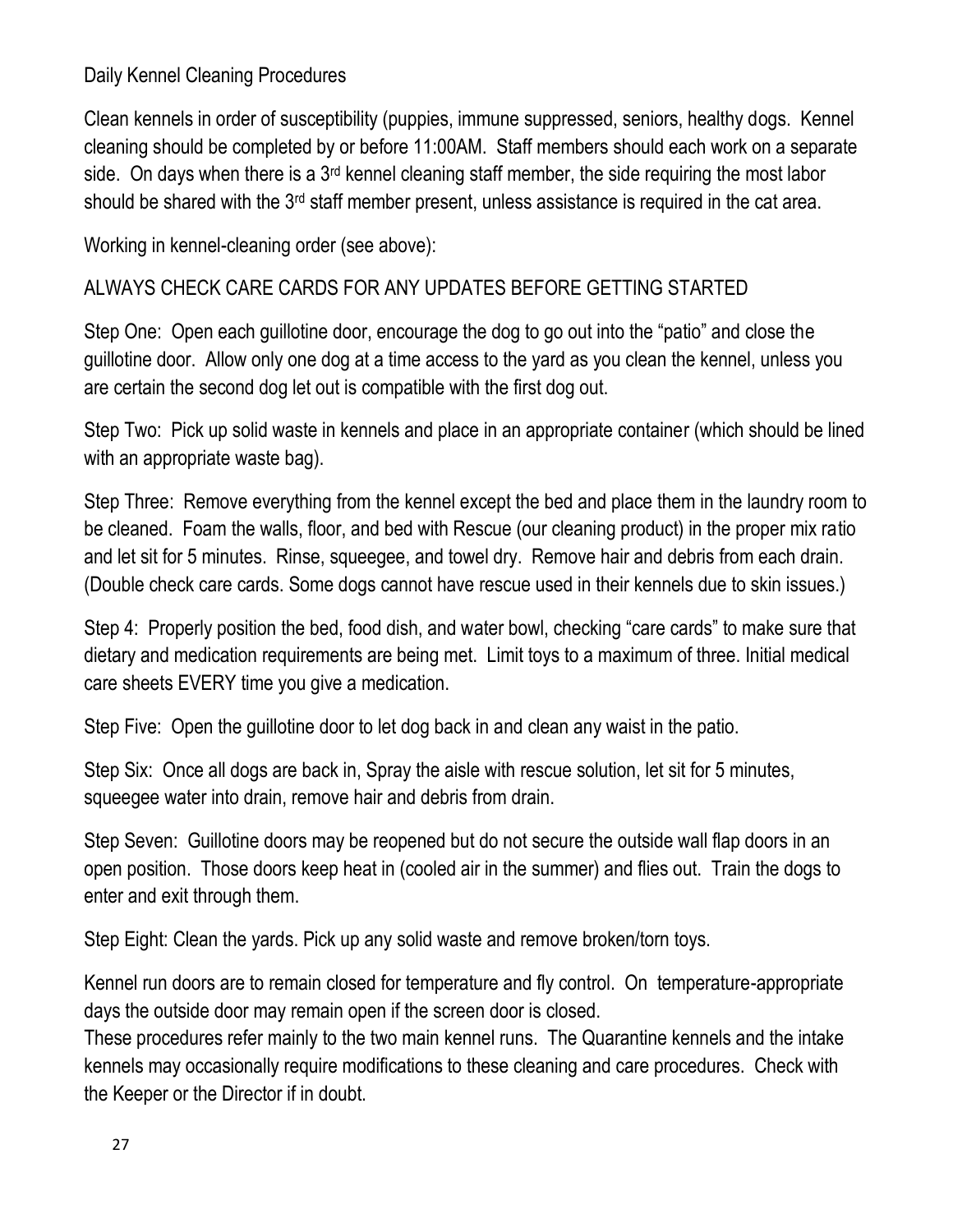# Daily Kennel Cleaning Procedures

Clean kennels in order of susceptibility (puppies, immune suppressed, seniors, healthy dogs. Kennel cleaning should be completed by or before 11:00AM. Staff members should each work on a separate side. On days when there is a 3rd kennel cleaning staff member, the side requiring the most labor should be shared with the 3rd staff member present, unless assistance is required in the cat area.

Working in kennel-cleaning order (see above):

ALWAYS CHECK CARE CARDS FOR ANY UPDATES BEFORE GETTING STARTED

Step One: Open each guillotine door, encourage the dog to go out into the "patio" and close the guillotine door. Allow only one dog at a time access to the yard as you clean the kennel, unless you are certain the second dog let out is compatible with the first dog out.

Step Two: Pick up solid waste in kennels and place in an appropriate container (which should be lined with an appropriate waste bag).

Step Three: Remove everything from the kennel except the bed and place them in the laundry room to be cleaned. Foam the walls, floor, and bed with Rescue (our cleaning product) in the proper mix ratio and let sit for 5 minutes. Rinse, squeegee, and towel dry. Remove hair and debris from each drain. (Double check care cards. Some dogs cannot have rescue used in their kennels due to skin issues.)

Step 4: Properly position the bed, food dish, and water bowl, checking "care cards" to make sure that dietary and medication requirements are being met. Limit toys to a maximum of three. Initial medical care sheets EVERY time you give a medication.

Step Five: Open the guillotine door to let dog back in and clean any waist in the patio.

Step Six: Once all dogs are back in, Spray the aisle with rescue solution, let sit for 5 minutes, squeegee water into drain, remove hair and debris from drain.

Step Seven: Guillotine doors may be reopened but do not secure the outside wall flap doors in an open position. Those doors keep heat in (cooled air in the summer) and flies out. Train the dogs to enter and exit through them.

Step Eight: Clean the yards. Pick up any solid waste and remove broken/torn toys.

Kennel run doors are to remain closed for temperature and fly control. On temperature-appropriate days the outside door may remain open if the screen door is closed.

These procedures refer mainly to the two main kennel runs. The Quarantine kennels and the intake kennels may occasionally require modifications to these cleaning and care procedures. Check with the Keeper or the Director if in doubt.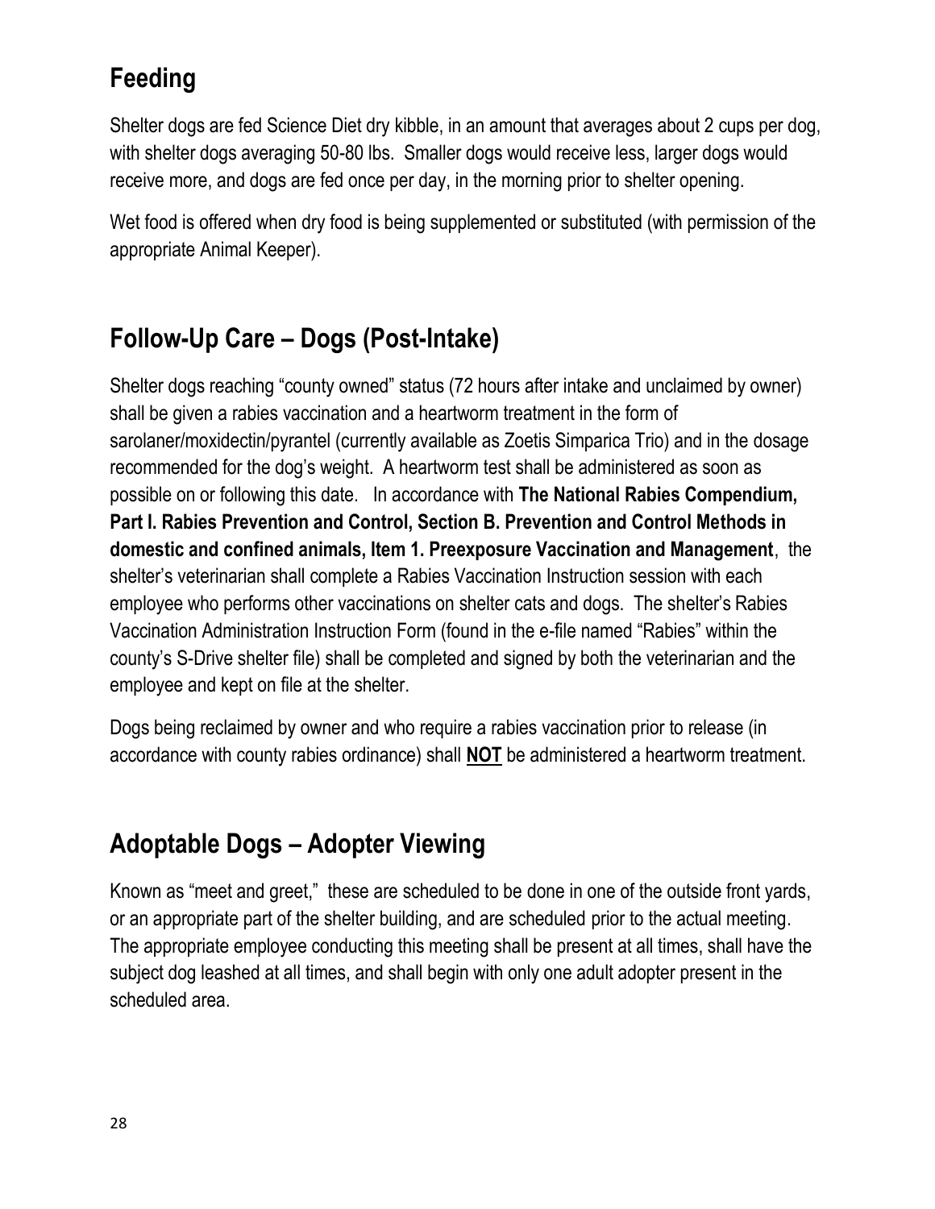## Feeding

Shelter dogs are fed Science Diet dry kibble, in an amount that averages about 2 cups per dog, with shelter dogs averaging 50-80 lbs. Smaller dogs would receive less, larger dogs would receive more, and dogs are fed once per day, in the morning prior to shelter opening.

Wet food is offered when dry food is being supplemented or substituted (with permission of the appropriate Animal Keeper).

## Follow-Up Care – Dogs (Post-Intake)

Shelter dogs reaching "county owned" status (72 hours after intake and unclaimed by owner) shall be given a rabies vaccination and a heartworm treatment in the form of sarolaner/moxidectin/pyrantel (currently available as Zoetis Simparica Trio) and in the dosage recommended for the dog's weight. A heartworm test shall be administered as soon as possible on or following this date. In accordance with **The National Rabies Compendium, Part I. Rabies Prevention and Control, Section B. Prevention and Control Methods in domestic and confined animals, Item 1. Preexposure Vaccination and Management**, the shelter's veterinarian shall complete a Rabies Vaccination Instruction session with each employee who performs other vaccinations on shelter cats and dogs. The shelter's Rabies Vaccination Administration Instruction Form (found in the e-file named "Rabies" within the county's S-Drive shelter file) shall be completed and signed by both the veterinarian and the employee and kept on file at the shelter.

Dogs being reclaimed by owner and who require a rabies vaccination prior to release (in accordance with county rabies ordinance) shall <u>**NOT**</u> be administered a heartworm treatment.

## Adoptable Dogs – Adopter Viewing

Known as "meet and greet," these are scheduled to be done in one of the outside front yards, or an appropriate part of the shelter building, and are scheduled prior to the actual meeting. The appropriate employee conducting this meeting shall be present at all times, shall have the subject dog leashed at all times, and shall begin with only one adult adopter present in the scheduled area.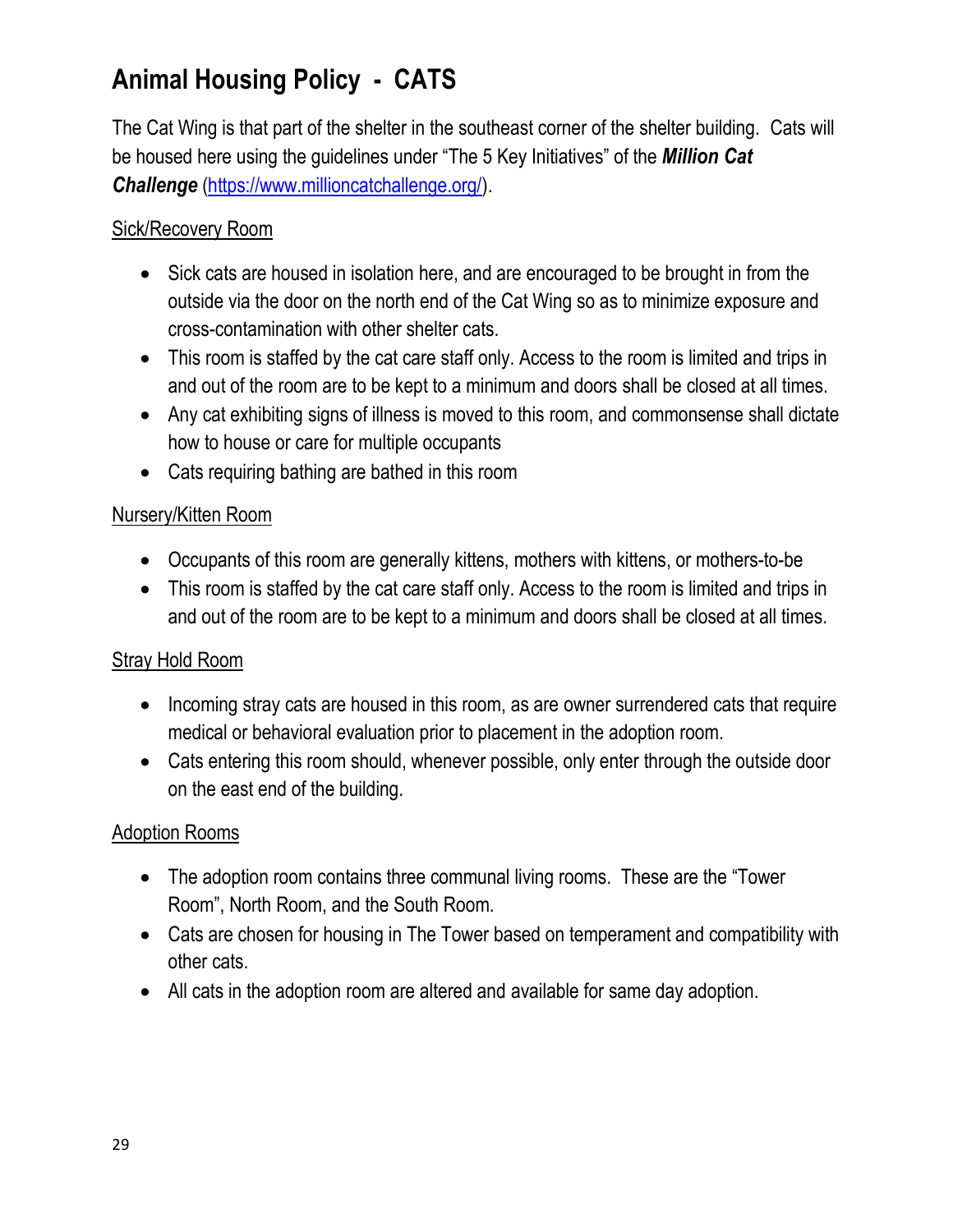# Animal Housing Policy - CATS

The Cat Wing is that part of the shelter in the southeast corner of the shelter building. Cats will be housed here using the guidelines under "The 5 Key Initiatives" of the ***Million Cat Challenge*** (https://www.millioncatchallenge.org/).

<u>Sick/Recovery Room</u>

- Sick cats are housed in isolation here, and are encouraged to be brought in from the outside via the door on the north end of the Cat Wing so as to minimize exposure and cross-contamination with other shelter cats.
- This room is staffed by the cat care staff only. Access to the room is limited and trips in and out of the room are to be kept to a minimum and doors shall be closed at all times.
- Any cat exhibiting signs of illness is moved to this room, and commonsense shall dictate how to house or care for multiple occupants
- Cats requiring bathing are bathed in this room

<u>Nursery/Kitten Room</u>

- Occupants of this room are generally kittens, mothers with kittens, or mothers-to-be
- This room is staffed by the cat care staff only. Access to the room is limited and trips in and out of the room are to be kept to a minimum and doors shall be closed at all times.

<u>Stray Hold Room</u>

- Incoming stray cats are housed in this room, as are owner surrendered cats that require medical or behavioral evaluation prior to placement in the adoption room.
- Cats entering this room should, whenever possible, only enter through the outside door on the east end of the building.

<u>Adoption Rooms</u>

- The adoption room contains three communal living rooms. These are the "Tower Room", North Room, and the South Room.
- Cats are chosen for housing in The Tower based on temperament and compatibility with other cats.
- All cats in the adoption room are altered and available for same day adoption.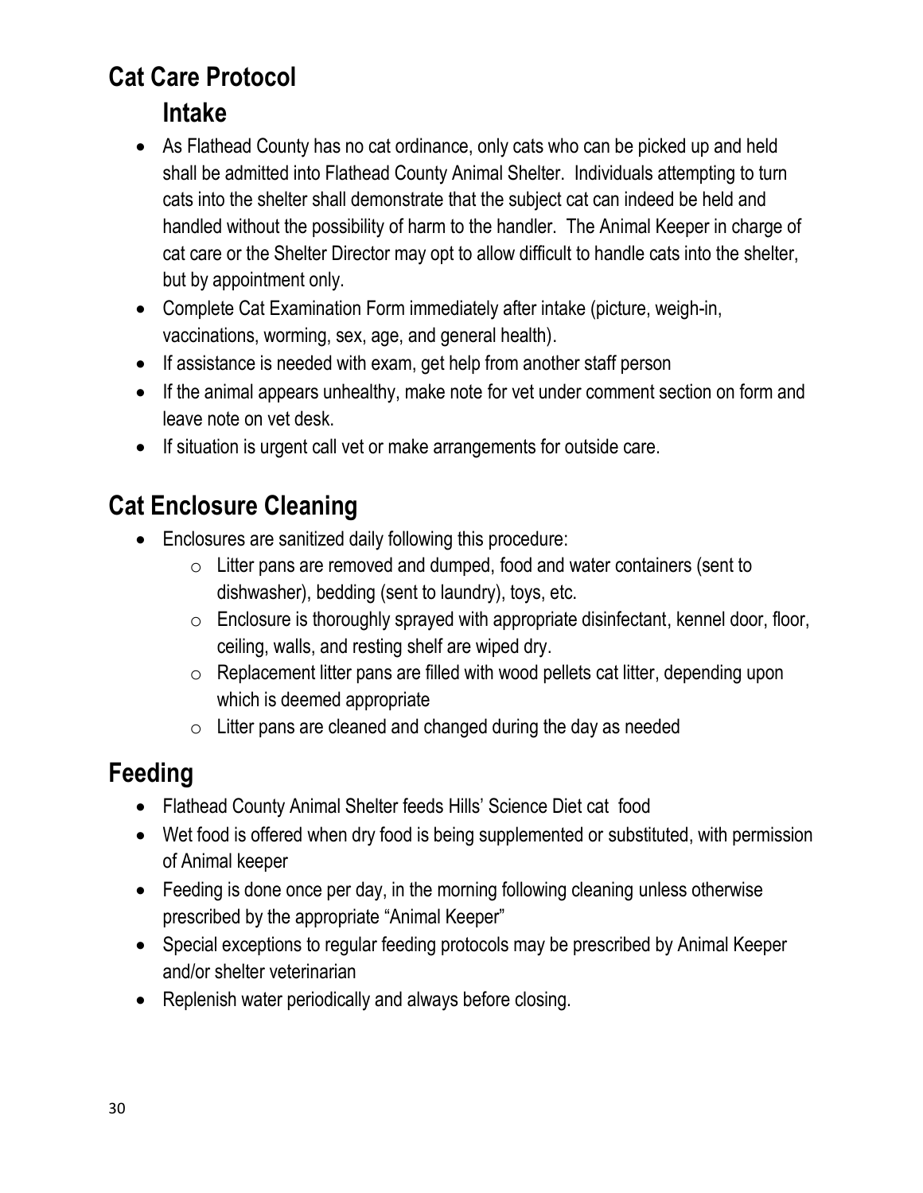# Cat Care Protocol

## Intake

- As Flathead County has no cat ordinance, only cats who can be picked up and held shall be admitted into Flathead County Animal Shelter. Individuals attempting to turn cats into the shelter shall demonstrate that the subject cat can indeed be held and handled without the possibility of harm to the handler. The Animal Keeper in charge of cat care or the Shelter Director may opt to allow difficult to handle cats into the shelter, but by appointment only.
- Complete Cat Examination Form immediately after intake (picture, weigh-in, vaccinations, worming, sex, age, and general health).
- If assistance is needed with exam, get help from another staff person
- If the animal appears unhealthy, make note for vet under comment section on form and leave note on vet desk.
- If situation is urgent call vet or make arrangements for outside care.

# Cat Enclosure Cleaning

- Enclosures are sanitized daily following this procedure:
  - Litter pans are removed and dumped, food and water containers (sent to dishwasher), bedding (sent to laundry), toys, etc.
  - Enclosure is thoroughly sprayed with appropriate disinfectant, kennel door, floor, ceiling, walls, and resting shelf are wiped dry.
  - Replacement litter pans are filled with wood pellets cat litter, depending upon which is deemed appropriate
  - Litter pans are cleaned and changed during the day as needed

# Feeding

- Flathead County Animal Shelter feeds Hills' Science Diet cat food
- Wet food is offered when dry food is being supplemented or substituted, with permission of Animal keeper
- Feeding is done once per day, in the morning following cleaning unless otherwise prescribed by the appropriate "Animal Keeper"
- Special exceptions to regular feeding protocols may be prescribed by Animal Keeper and/or shelter veterinarian
- Replenish water periodically and always before closing.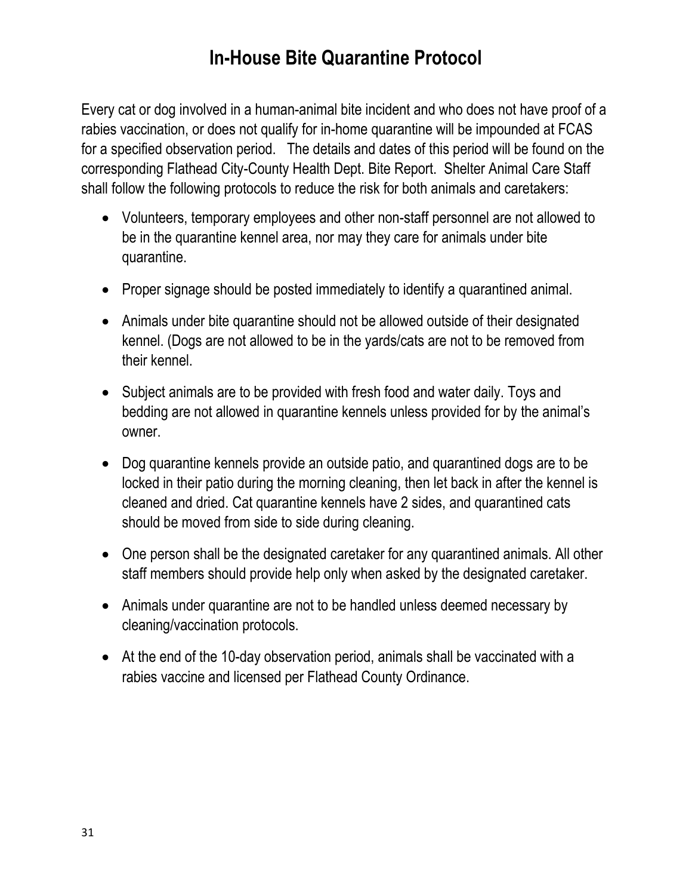# In-House Bite Quarantine Protocol

Every cat or dog involved in a human-animal bite incident and who does not have proof of a rabies vaccination, or does not qualify for in-home quarantine will be impounded at FCAS for a specified observation period. The details and dates of this period will be found on the corresponding Flathead City-County Health Dept. Bite Report. Shelter Animal Care Staff shall follow the following protocols to reduce the risk for both animals and caretakers:

- Volunteers, temporary employees and other non-staff personnel are not allowed to be in the quarantine kennel area, nor may they care for animals under bite quarantine.
- Proper signage should be posted immediately to identify a quarantined animal.
- Animals under bite quarantine should not be allowed outside of their designated kennel. (Dogs are not allowed to be in the yards/cats are not to be removed from their kennel.
- Subject animals are to be provided with fresh food and water daily. Toys and bedding are not allowed in quarantine kennels unless provided for by the animal's owner.
- Dog quarantine kennels provide an outside patio, and quarantined dogs are to be locked in their patio during the morning cleaning, then let back in after the kennel is cleaned and dried. Cat quarantine kennels have 2 sides, and quarantined cats should be moved from side to side during cleaning.
- One person shall be the designated caretaker for any quarantined animals. All other staff members should provide help only when asked by the designated caretaker.
- Animals under quarantine are not to be handled unless deemed necessary by cleaning/vaccination protocols.
- At the end of the 10-day observation period, animals shall be vaccinated with a rabies vaccine and licensed per Flathead County Ordinance.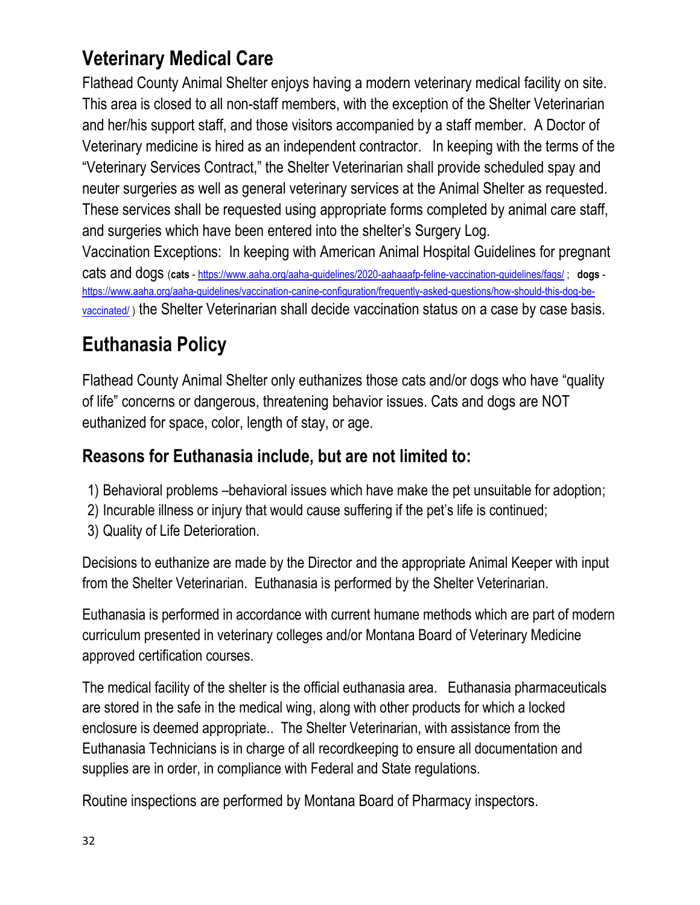# Veterinary Medical Care

Flathead County Animal Shelter enjoys having a modern veterinary medical facility on site. This area is closed to all non-staff members, with the exception of the Shelter Veterinarian and her/his support staff, and those visitors accompanied by a staff member. A Doctor of Veterinary medicine is hired as an independent contractor. In keeping with the terms of the "Veterinary Services Contract," the Shelter Veterinarian shall provide scheduled spay and neuter surgeries as well as general veterinary services at the Animal Shelter as requested. These services shall be requested using appropriate forms completed by animal care staff, and surgeries which have been entered into the shelter's Surgery Log.

Vaccination Exceptions: In keeping with American Animal Hospital Guidelines for pregnant cats and dogs (**cats** - https://www.aaha.org/aaha-guidelines/2020-aahaaafp-feline-vaccination-guidelines/faqs/ ; **dogs** - https://www.aaha.org/aaha-guidelines/vaccination-canine-configuration/frequently-asked-questions/how-should-this-dog-be-vaccinated/ ) the Shelter Veterinarian shall decide vaccination status on a case by case basis.

# Euthanasia Policy

Flathead County Animal Shelter only euthanizes those cats and/or dogs who have "quality of life" concerns or dangerous, threatening behavior issues. Cats and dogs are NOT euthanized for space, color, length of stay, or age.

## Reasons for Euthanasia include, but are not limited to:

1) Behavioral problems –behavioral issues which have make the pet unsuitable for adoption;
2) Incurable illness or injury that would cause suffering if the pet's life is continued;
3) Quality of Life Deterioration.

Decisions to euthanize are made by the Director and the appropriate Animal Keeper with input from the Shelter Veterinarian. Euthanasia is performed by the Shelter Veterinarian.

Euthanasia is performed in accordance with current humane methods which are part of modern curriculum presented in veterinary colleges and/or Montana Board of Veterinary Medicine approved certification courses.

The medical facility of the shelter is the official euthanasia area. Euthanasia pharmaceuticals are stored in the safe in the medical wing, along with other products for which a locked enclosure is deemed appropriate.. The Shelter Veterinarian, with assistance from the Euthanasia Technicians is in charge of all recordkeeping to ensure all documentation and supplies are in order, in compliance with Federal and State regulations.

Routine inspections are performed by Montana Board of Pharmacy inspectors.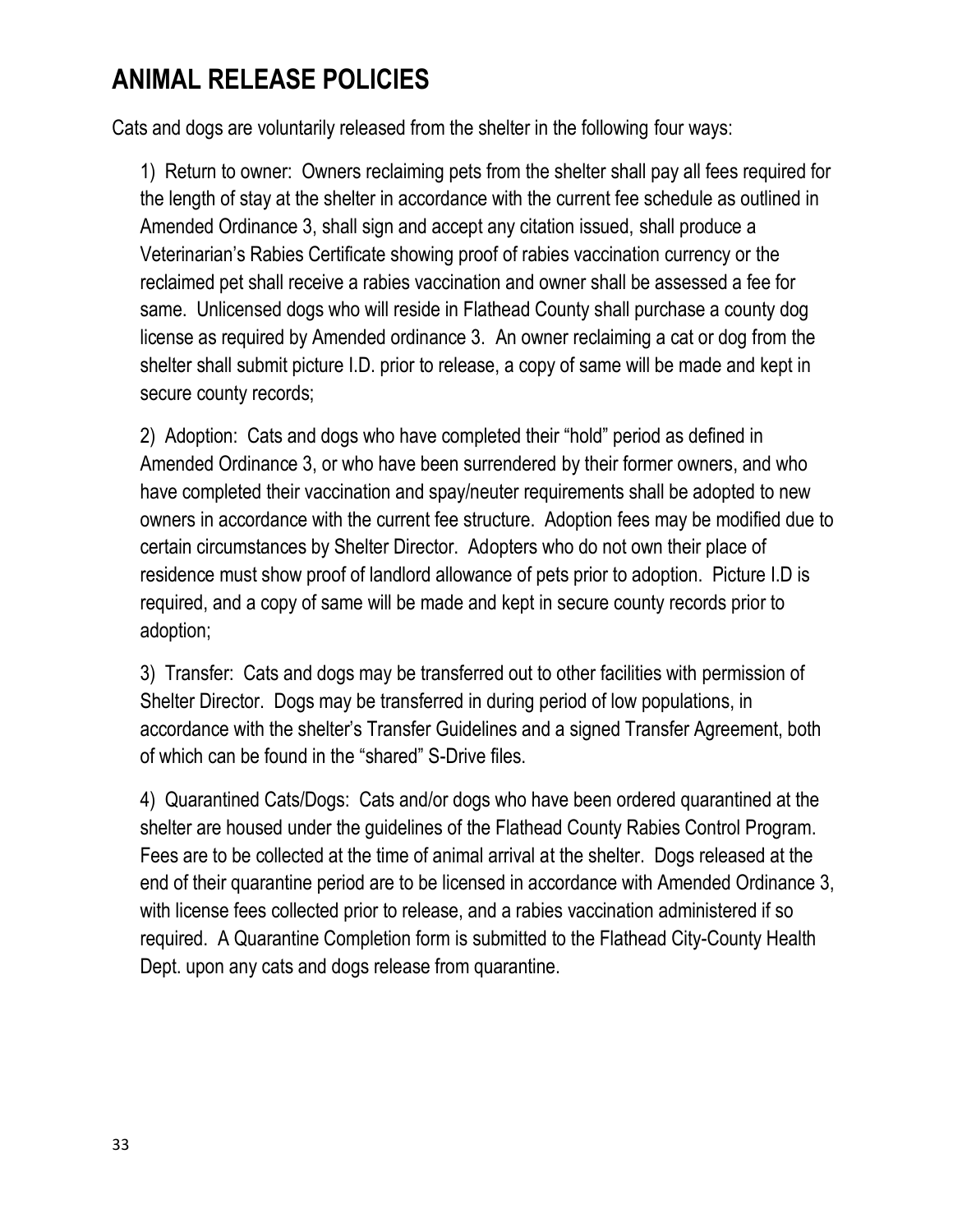# ANIMAL RELEASE POLICIES

Cats and dogs are voluntarily released from the shelter in the following four ways:

1) Return to owner: Owners reclaiming pets from the shelter shall pay all fees required for the length of stay at the shelter in accordance with the current fee schedule as outlined in Amended Ordinance 3, shall sign and accept any citation issued, shall produce a Veterinarian's Rabies Certificate showing proof of rabies vaccination currency or the reclaimed pet shall receive a rabies vaccination and owner shall be assessed a fee for same. Unlicensed dogs who will reside in Flathead County shall purchase a county dog license as required by Amended ordinance 3. An owner reclaiming a cat or dog from the shelter shall submit picture I.D. prior to release, a copy of same will be made and kept in secure county records;

2) Adoption: Cats and dogs who have completed their "hold" period as defined in Amended Ordinance 3, or who have been surrendered by their former owners, and who have completed their vaccination and spay/neuter requirements shall be adopted to new owners in accordance with the current fee structure. Adoption fees may be modified due to certain circumstances by Shelter Director. Adopters who do not own their place of residence must show proof of landlord allowance of pets prior to adoption. Picture I.D is required, and a copy of same will be made and kept in secure county records prior to adoption;

3) Transfer: Cats and dogs may be transferred out to other facilities with permission of Shelter Director. Dogs may be transferred in during period of low populations, in accordance with the shelter's Transfer Guidelines and a signed Transfer Agreement, both of which can be found in the "shared" S-Drive files.

4) Quarantined Cats/Dogs: Cats and/or dogs who have been ordered quarantined at the shelter are housed under the guidelines of the Flathead County Rabies Control Program. Fees are to be collected at the time of animal arrival at the shelter. Dogs released at the end of their quarantine period are to be licensed in accordance with Amended Ordinance 3, with license fees collected prior to release, and a rabies vaccination administered if so required. A Quarantine Completion form is submitted to the Flathead City-County Health Dept. upon any cats and dogs release from quarantine.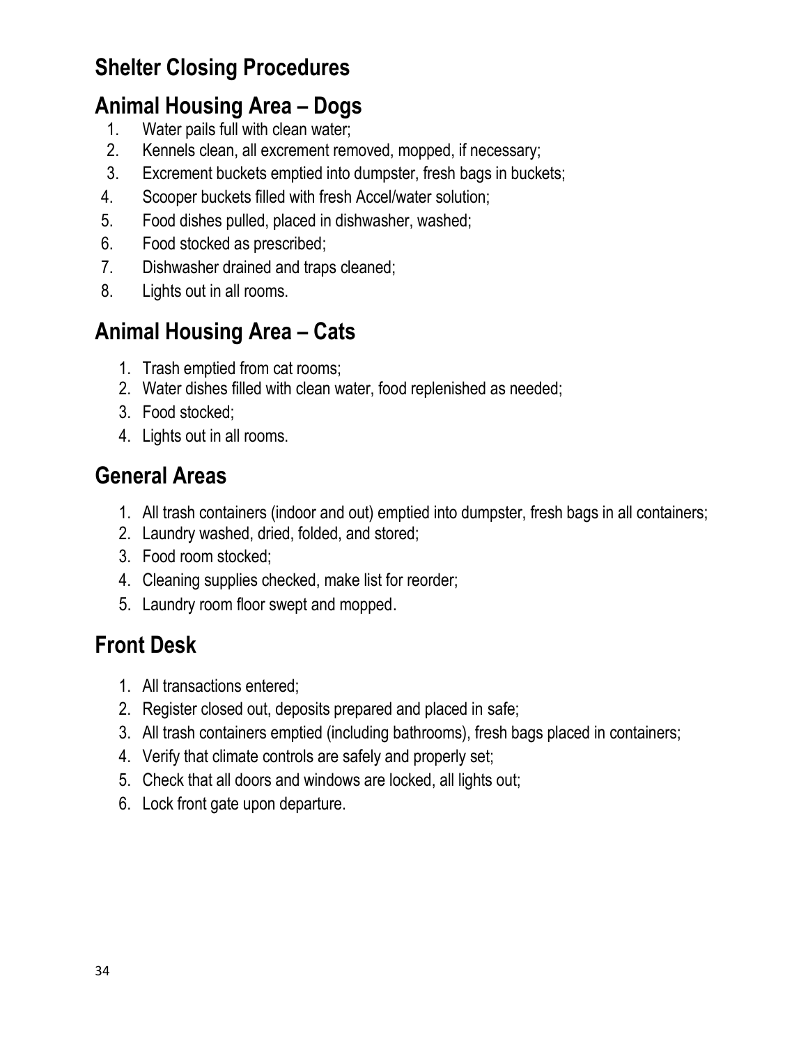# Shelter Closing Procedures

## Animal Housing Area – Dogs

1. Water pails full with clean water;
2. Kennels clean, all excrement removed, mopped, if necessary;
3. Excrement buckets emptied into dumpster, fresh bags in buckets;
4. Scooper buckets filled with fresh Accel/water solution;
5. Food dishes pulled, placed in dishwasher, washed;
6. Food stocked as prescribed;
7. Dishwasher drained and traps cleaned;
8. Lights out in all rooms.

## Animal Housing Area – Cats

1. Trash emptied from cat rooms;
2. Water dishes filled with clean water, food replenished as needed;
3. Food stocked;
4. Lights out in all rooms.

## General Areas

1. All trash containers (indoor and out) emptied into dumpster, fresh bags in all containers;
2. Laundry washed, dried, folded, and stored;
3. Food room stocked;
4. Cleaning supplies checked, make list for reorder;
5. Laundry room floor swept and mopped.

## Front Desk

1. All transactions entered;
2. Register closed out, deposits prepared and placed in safe;
3. All trash containers emptied (including bathrooms), fresh bags placed in containers;
4. Verify that climate controls are safely and properly set;
5. Check that all doors and windows are locked, all lights out;
6. Lock front gate upon departure.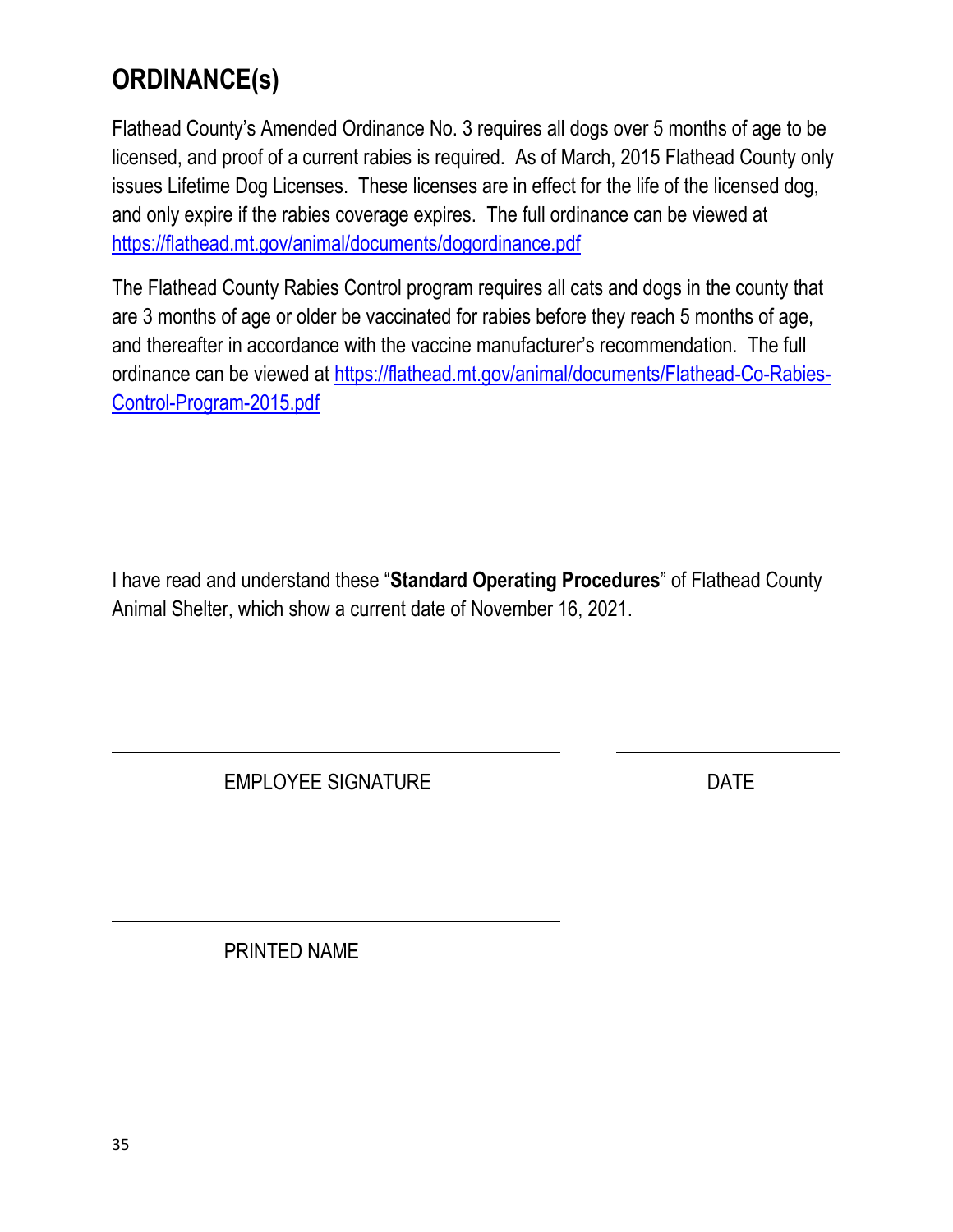## ORDINANCE(s)

Flathead County's Amended Ordinance No. 3 requires all dogs over 5 months of age to be licensed, and proof of a current rabies is required. As of March, 2015 Flathead County only issues Lifetime Dog Licenses. These licenses are in effect for the life of the licensed dog, and only expire if the rabies coverage expires. The full ordinance can be viewed at https://flathead.mt.gov/animal/documents/dogordinance.pdf

The Flathead County Rabies Control program requires all cats and dogs in the county that are 3 months of age or older be vaccinated for rabies before they reach 5 months of age, and thereafter in accordance with the vaccine manufacturer's recommendation. The full ordinance can be viewed at https://flathead.mt.gov/animal/documents/Flathead-Co-Rabies-Control-Program-2015.pdf

I have read and understand these "**Standard Operating Procedures**" of Flathead County Animal Shelter, which show a current date of November 16, 2021.

\_\_\_\_\_\_\_\_\_\_\_\_\_\_\_\_\_\_\_\_\_\_\_\_\_\_\_\_\_\_\_\_\_\_ \_\_\_\_\_\_\_\_\_\_\_\_\_\_\_\_\_\_

EMPLOYEE SIGNATURE DATE

\_\_\_\_\_\_\_\_\_\_\_\_\_\_\_\_\_\_\_\_\_\_\_\_\_\_\_\_\_\_\_\_\_\_

PRINTED NAME